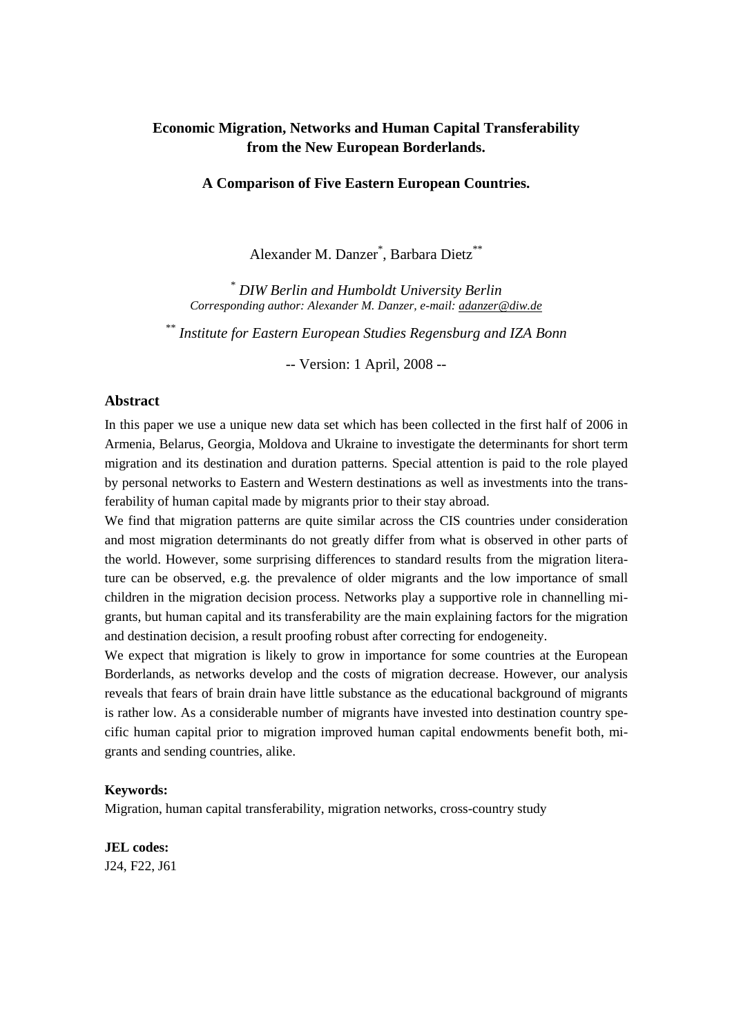# Economic Migration, Networks and Human Capital Transferability from the New European Borderlands.

## A Comparison of Five Eastern European Countries.

Alexander M. Danzer[*], Barbara Dietz[**]

[*] *DIW Berlin and Humboldt University Berlin*
*Corresponding author: Alexander M. Danzer, e-mail: adanzer@diw.de*

[**] *Institute for Eastern European Studies Regensburg and IZA Bonn*

-- Version: 1 April, 2008 --

### Abstract

In this paper we use a unique new data set which has been collected in the first half of 2006 in Armenia, Belarus, Georgia, Moldova and Ukraine to investigate the determinants for short term migration and its destination and duration patterns. Special attention is paid to the role played by personal networks to Eastern and Western destinations as well as investments into the transferability of human capital made by migrants prior to their stay abroad.

We find that migration patterns are quite similar across the CIS countries under consideration and most migration determinants do not greatly differ from what is observed in other parts of the world. However, some surprising differences to standard results from the migration literature can be observed, e.g. the prevalence of older migrants and the low importance of small children in the migration decision process. Networks play a supportive role in channelling migrants, but human capital and its transferability are the main explaining factors for the migration and destination decision, a result proofing robust after correcting for endogeneity.

We expect that migration is likely to grow in importance for some countries at the European Borderlands, as networks develop and the costs of migration decrease. However, our analysis reveals that fears of brain drain have little substance as the educational background of migrants is rather low. As a considerable number of migrants have invested into destination country specific human capital prior to migration improved human capital endowments benefit both, migrants and sending countries, alike.

**Keywords:**
Migration, human capital transferability, migration networks, cross-country study

**JEL codes:**
J24, F22, J61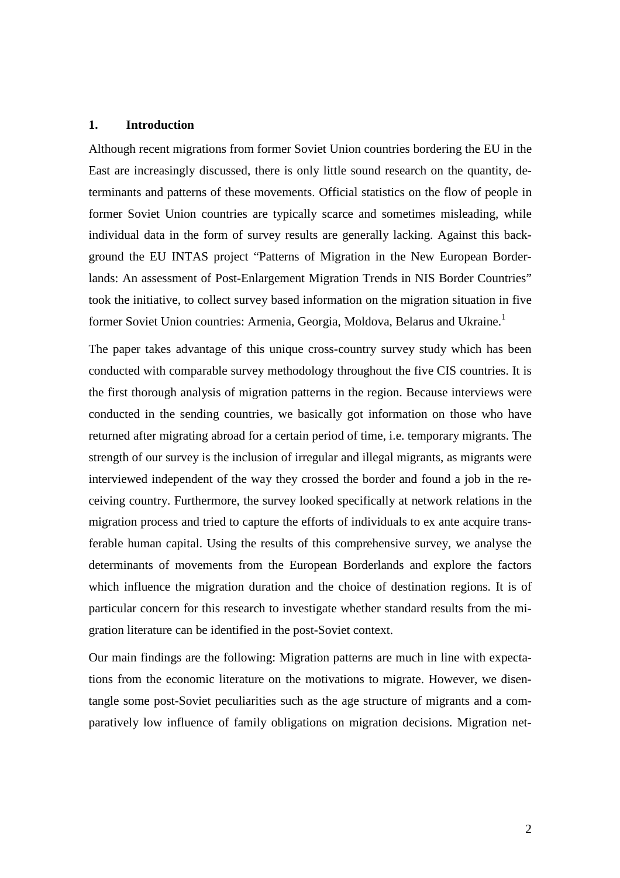## 1. Introduction

Although recent migrations from former Soviet Union countries bordering the EU in the East are increasingly discussed, there is only little sound research on the quantity, determinants and patterns of these movements. Official statistics on the flow of people in former Soviet Union countries are typically scarce and sometimes misleading, while individual data in the form of survey results are generally lacking. Against this background the EU INTAS project "Patterns of Migration in the New European Borderlands: An assessment of Post-Enlargement Migration Trends in NIS Border Countries" took the initiative, to collect survey based information on the migration situation in five former Soviet Union countries: Armenia, Georgia, Moldova, Belarus and Ukraine.[1]

The paper takes advantage of this unique cross-country survey study which has been conducted with comparable survey methodology throughout the five CIS countries. It is the first thorough analysis of migration patterns in the region. Because interviews were conducted in the sending countries, we basically got information on those who have returned after migrating abroad for a certain period of time, i.e. temporary migrants. The strength of our survey is the inclusion of irregular and illegal migrants, as migrants were interviewed independent of the way they crossed the border and found a job in the receiving country. Furthermore, the survey looked specifically at network relations in the migration process and tried to capture the efforts of individuals to ex ante acquire transferable human capital. Using the results of this comprehensive survey, we analyse the determinants of movements from the European Borderlands and explore the factors which influence the migration duration and the choice of destination regions. It is of particular concern for this research to investigate whether standard results from the migration literature can be identified in the post-Soviet context.

Our main findings are the following: Migration patterns are much in line with expectations from the economic literature on the motivations to migrate. However, we disentangle some post-Soviet peculiarities such as the age structure of migrants and a comparatively low influence of family obligations on migration decisions. Migration net-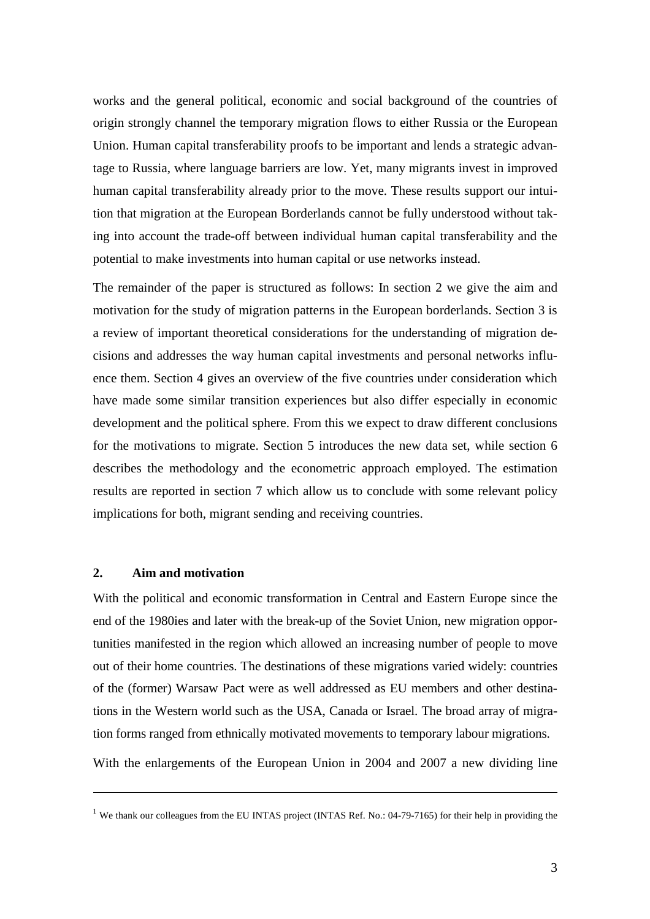works and the general political, economic and social background of the countries of origin strongly channel the temporary migration flows to either Russia or the European Union. Human capital transferability proofs to be important and lends a strategic advantage to Russia, where language barriers are low. Yet, many migrants invest in improved human capital transferability already prior to the move. These results support our intuition that migration at the European Borderlands cannot be fully understood without taking into account the trade-off between individual human capital transferability and the potential to make investments into human capital or use networks instead.

The remainder of the paper is structured as follows: In section 2 we give the aim and motivation for the study of migration patterns in the European borderlands. Section 3 is a review of important theoretical considerations for the understanding of migration decisions and addresses the way human capital investments and personal networks influence them. Section 4 gives an overview of the five countries under consideration which have made some similar transition experiences but also differ especially in economic development and the political sphere. From this we expect to draw different conclusions for the motivations to migrate. Section 5 introduces the new data set, while section 6 describes the methodology and the econometric approach employed. The estimation results are reported in section 7 which allow us to conclude with some relevant policy implications for both, migrant sending and receiving countries.

## 2. Aim and motivation

With the political and economic transformation in Central and Eastern Europe since the end of the 1980ies and later with the break-up of the Soviet Union, new migration opportunities manifested in the region which allowed an increasing number of people to move out of their home countries. The destinations of these migrations varied widely: countries of the (former) Warsaw Pact were as well addressed as EU members and other destinations in the Western world such as the USA, Canada or Israel. The broad array of migration forms ranged from ethnically motivated movements to temporary labour migrations.

With the enlargements of the European Union in 2004 and 2007 a new dividing line

---

[1] We thank our colleagues from the EU INTAS project (INTAS Ref. No.: 04-79-7165) for their help in providing the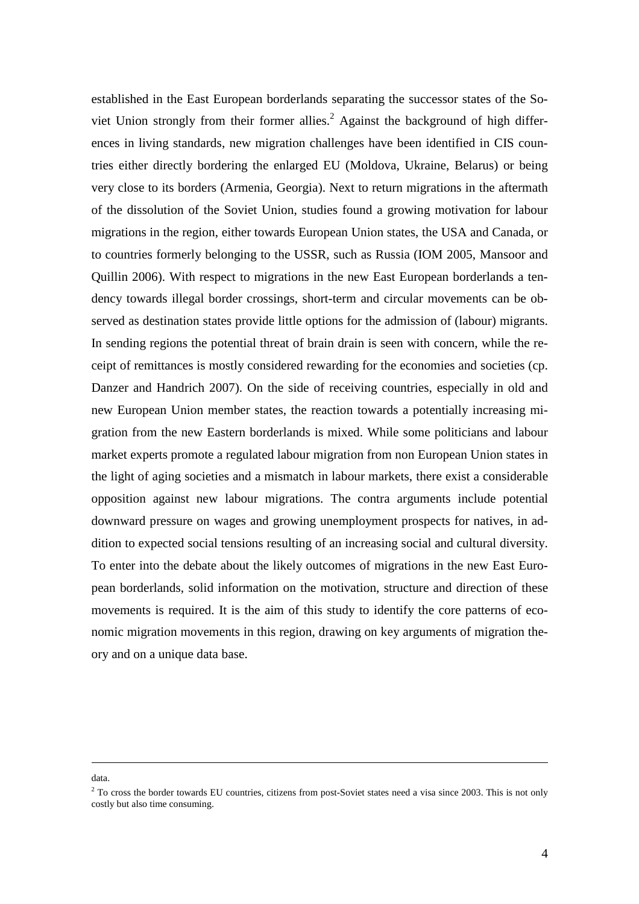established in the East European borderlands separating the successor states of the Soviet Union strongly from their former allies.[2] Against the background of high differences in living standards, new migration challenges have been identified in CIS countries either directly bordering the enlarged EU (Moldova, Ukraine, Belarus) or being very close to its borders (Armenia, Georgia). Next to return migrations in the aftermath of the dissolution of the Soviet Union, studies found a growing motivation for labour migrations in the region, either towards European Union states, the USA and Canada, or to countries formerly belonging to the USSR, such as Russia (IOM 2005, Mansoor and Quillin 2006). With respect to migrations in the new East European borderlands a tendency towards illegal border crossings, short-term and circular movements can be observed as destination states provide little options for the admission of (labour) migrants. In sending regions the potential threat of brain drain is seen with concern, while the receipt of remittances is mostly considered rewarding for the economies and societies (cp. Danzer and Handrich 2007). On the side of receiving countries, especially in old and new European Union member states, the reaction towards a potentially increasing migration from the new Eastern borderlands is mixed. While some politicians and labour market experts promote a regulated labour migration from non European Union states in the light of aging societies and a mismatch in labour markets, there exist a considerable opposition against new labour migrations. The contra arguments include potential downward pressure on wages and growing unemployment prospects for natives, in addition to expected social tensions resulting of an increasing social and cultural diversity. To enter into the debate about the likely outcomes of migrations in the new East European borderlands, solid information on the motivation, structure and direction of these movements is required. It is the aim of this study to identify the core patterns of economic migration movements in this region, drawing on key arguments of migration theory and on a unique data base.

---

data.

[2] To cross the border towards EU countries, citizens from post-Soviet states need a visa since 2003. This is not only costly but also time consuming.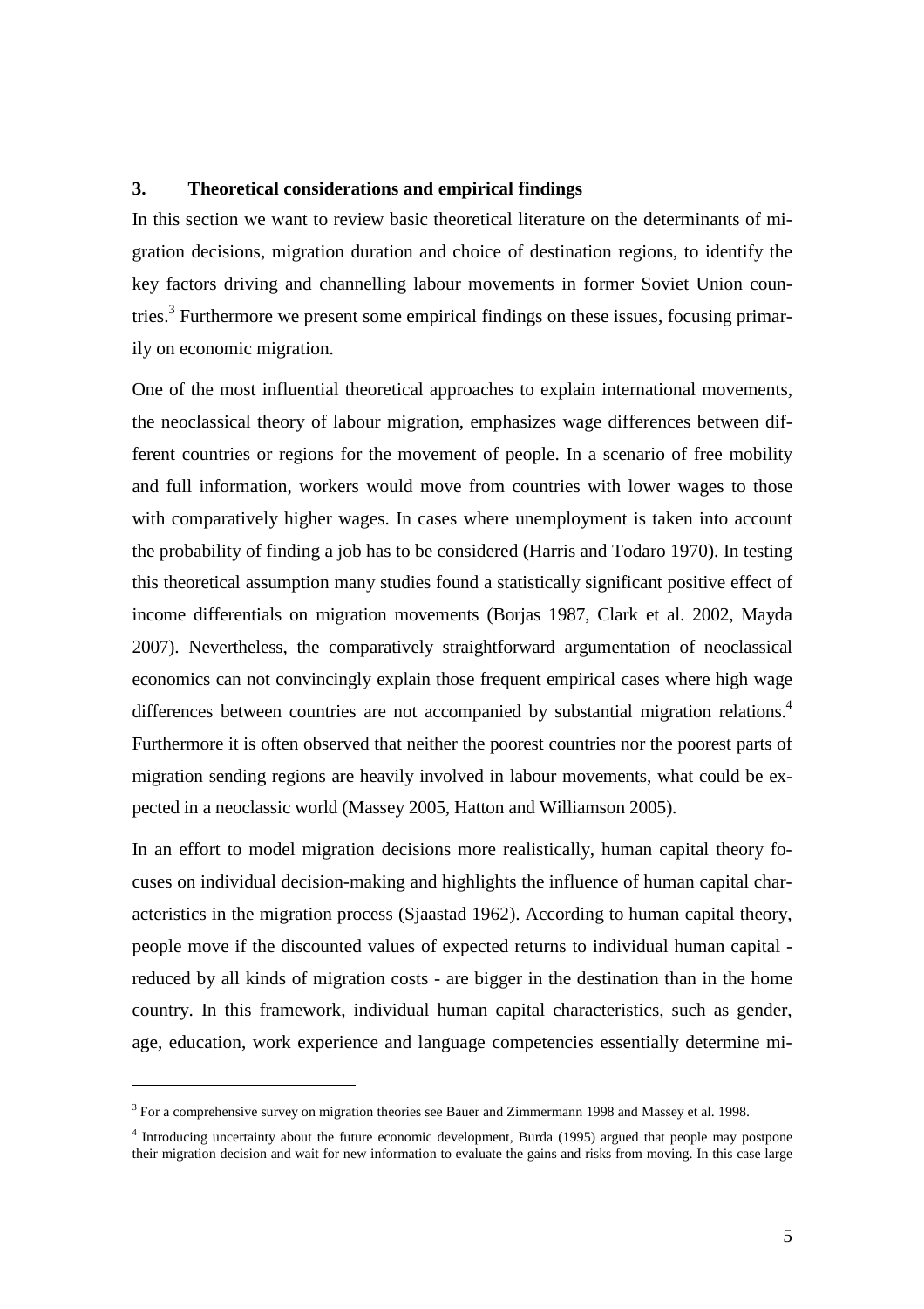## 3. Theoretical considerations and empirical findings

In this section we want to review basic theoretical literature on the determinants of migration decisions, migration duration and choice of destination regions, to identify the key factors driving and channelling labour movements in former Soviet Union countries.[3] Furthermore we present some empirical findings on these issues, focusing primarily on economic migration.

One of the most influential theoretical approaches to explain international movements, the neoclassical theory of labour migration, emphasizes wage differences between different countries or regions for the movement of people. In a scenario of free mobility and full information, workers would move from countries with lower wages to those with comparatively higher wages. In cases where unemployment is taken into account the probability of finding a job has to be considered (Harris and Todaro 1970). In testing this theoretical assumption many studies found a statistically significant positive effect of income differentials on migration movements (Borjas 1987, Clark et al. 2002, Mayda 2007). Nevertheless, the comparatively straightforward argumentation of neoclassical economics can not convincingly explain those frequent empirical cases where high wage differences between countries are not accompanied by substantial migration relations.[4] Furthermore it is often observed that neither the poorest countries nor the poorest parts of migration sending regions are heavily involved in labour movements, what could be expected in a neoclassic world (Massey 2005, Hatton and Williamson 2005).

In an effort to model migration decisions more realistically, human capital theory focuses on individual decision-making and highlights the influence of human capital characteristics in the migration process (Sjaastad 1962). According to human capital theory, people move if the discounted values of expected returns to individual human capital - reduced by all kinds of migration costs - are bigger in the destination than in the home country. In this framework, individual human capital characteristics, such as gender, age, education, work experience and language competencies essentially determine mi-

[3] For a comprehensive survey on migration theories see Bauer and Zimmermann 1998 and Massey et al. 1998.

[4] Introducing uncertainty about the future economic development, Burda (1995) argued that people may postpone their migration decision and wait for new information to evaluate the gains and risks from moving. In this case large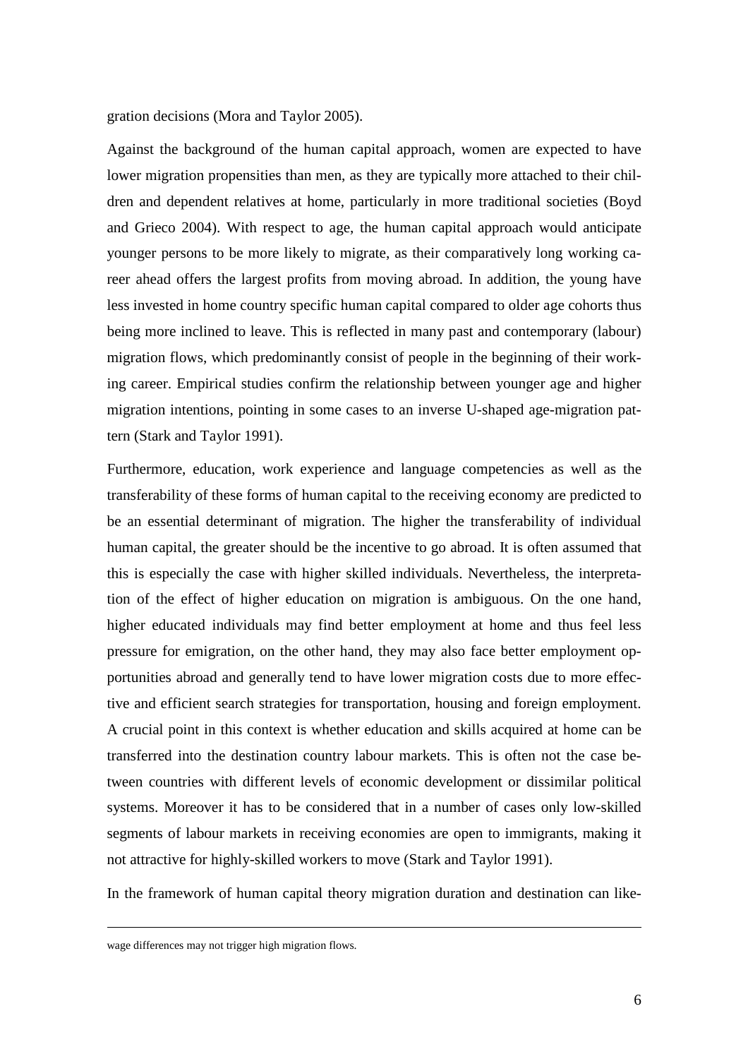gration decisions (Mora and Taylor 2005).

Against the background of the human capital approach, women are expected to have lower migration propensities than men, as they are typically more attached to their children and dependent relatives at home, particularly in more traditional societies (Boyd and Grieco 2004). With respect to age, the human capital approach would anticipate younger persons to be more likely to migrate, as their comparatively long working career ahead offers the largest profits from moving abroad. In addition, the young have less invested in home country specific human capital compared to older age cohorts thus being more inclined to leave. This is reflected in many past and contemporary (labour) migration flows, which predominantly consist of people in the beginning of their working career. Empirical studies confirm the relationship between younger age and higher migration intentions, pointing in some cases to an inverse U-shaped age-migration pattern (Stark and Taylor 1991).

Furthermore, education, work experience and language competencies as well as the transferability of these forms of human capital to the receiving economy are predicted to be an essential determinant of migration. The higher the transferability of individual human capital, the greater should be the incentive to go abroad. It is often assumed that this is especially the case with higher skilled individuals. Nevertheless, the interpretation of the effect of higher education on migration is ambiguous. On the one hand, higher educated individuals may find better employment at home and thus feel less pressure for emigration, on the other hand, they may also face better employment opportunities abroad and generally tend to have lower migration costs due to more effective and efficient search strategies for transportation, housing and foreign employment. A crucial point in this context is whether education and skills acquired at home can be transferred into the destination country labour markets. This is often not the case between countries with different levels of economic development or dissimilar political systems. Moreover it has to be considered that in a number of cases only low-skilled segments of labour markets in receiving economies are open to immigrants, making it not attractive for highly-skilled workers to move (Stark and Taylor 1991).

In the framework of human capital theory migration duration and destination can like-

---

wage differences may not trigger high migration flows.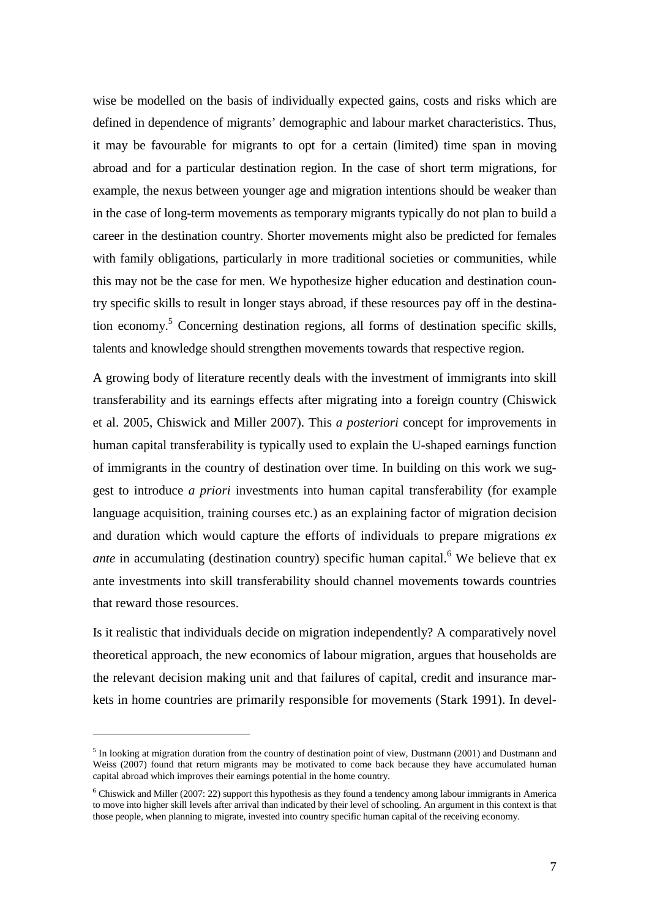wise be modelled on the basis of individually expected gains, costs and risks which are defined in dependence of migrants' demographic and labour market characteristics. Thus, it may be favourable for migrants to opt for a certain (limited) time span in moving abroad and for a particular destination region. In the case of short term migrations, for example, the nexus between younger age and migration intentions should be weaker than in the case of long-term movements as temporary migrants typically do not plan to build a career in the destination country. Shorter movements might also be predicted for females with family obligations, particularly in more traditional societies or communities, while this may not be the case for men. We hypothesize higher education and destination country specific skills to result in longer stays abroad, if these resources pay off in the destination economy.[5] Concerning destination regions, all forms of destination specific skills, talents and knowledge should strengthen movements towards that respective region.

A growing body of literature recently deals with the investment of immigrants into skill transferability and its earnings effects after migrating into a foreign country (Chiswick et al. 2005, Chiswick and Miller 2007). This *a posteriori* concept for improvements in human capital transferability is typically used to explain the U-shaped earnings function of immigrants in the country of destination over time. In building on this work we suggest to introduce *a priori* investments into human capital transferability (for example language acquisition, training courses etc.) as an explaining factor of migration decision and duration which would capture the efforts of individuals to prepare migrations *ex ante* in accumulating (destination country) specific human capital.[6] We believe that ex ante investments into skill transferability should channel movements towards countries that reward those resources.

Is it realistic that individuals decide on migration independently? A comparatively novel theoretical approach, the new economics of labour migration, argues that households are the relevant decision making unit and that failures of capital, credit and insurance markets in home countries are primarily responsible for movements (Stark 1991). In devel-

[5] In looking at migration duration from the country of destination point of view, Dustmann (2001) and Dustmann and Weiss (2007) found that return migrants may be motivated to come back because they have accumulated human capital abroad which improves their earnings potential in the home country.

[6] Chiswick and Miller (2007: 22) support this hypothesis as they found a tendency among labour immigrants in America to move into higher skill levels after arrival than indicated by their level of schooling. An argument in this context is that those people, when planning to migrate, invested into country specific human capital of the receiving economy.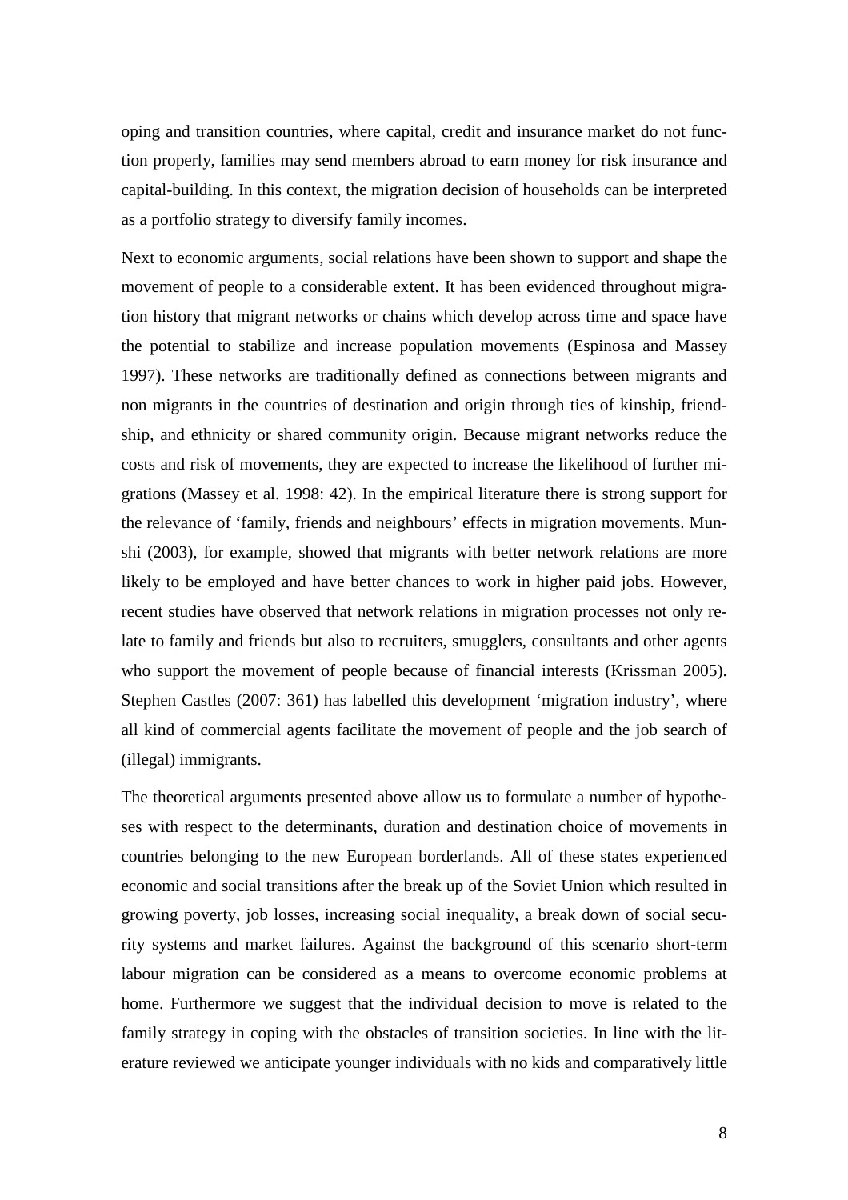oping and transition countries, where capital, credit and insurance market do not function properly, families may send members abroad to earn money for risk insurance and capital-building. In this context, the migration decision of households can be interpreted as a portfolio strategy to diversify family incomes.

Next to economic arguments, social relations have been shown to support and shape the movement of people to a considerable extent. It has been evidenced throughout migration history that migrant networks or chains which develop across time and space have the potential to stabilize and increase population movements (Espinosa and Massey 1997). These networks are traditionally defined as connections between migrants and non migrants in the countries of destination and origin through ties of kinship, friendship, and ethnicity or shared community origin. Because migrant networks reduce the costs and risk of movements, they are expected to increase the likelihood of further migrations (Massey et al. 1998: 42). In the empirical literature there is strong support for the relevance of 'family, friends and neighbours' effects in migration movements. Munshi (2003), for example, showed that migrants with better network relations are more likely to be employed and have better chances to work in higher paid jobs. However, recent studies have observed that network relations in migration processes not only relate to family and friends but also to recruiters, smugglers, consultants and other agents who support the movement of people because of financial interests (Krissman 2005). Stephen Castles (2007: 361) has labelled this development 'migration industry', where all kind of commercial agents facilitate the movement of people and the job search of (illegal) immigrants.

The theoretical arguments presented above allow us to formulate a number of hypotheses with respect to the determinants, duration and destination choice of movements in countries belonging to the new European borderlands. All of these states experienced economic and social transitions after the break up of the Soviet Union which resulted in growing poverty, job losses, increasing social inequality, a break down of social security systems and market failures. Against the background of this scenario short-term labour migration can be considered as a means to overcome economic problems at home. Furthermore we suggest that the individual decision to move is related to the family strategy in coping with the obstacles of transition societies. In line with the literature reviewed we anticipate younger individuals with no kids and comparatively little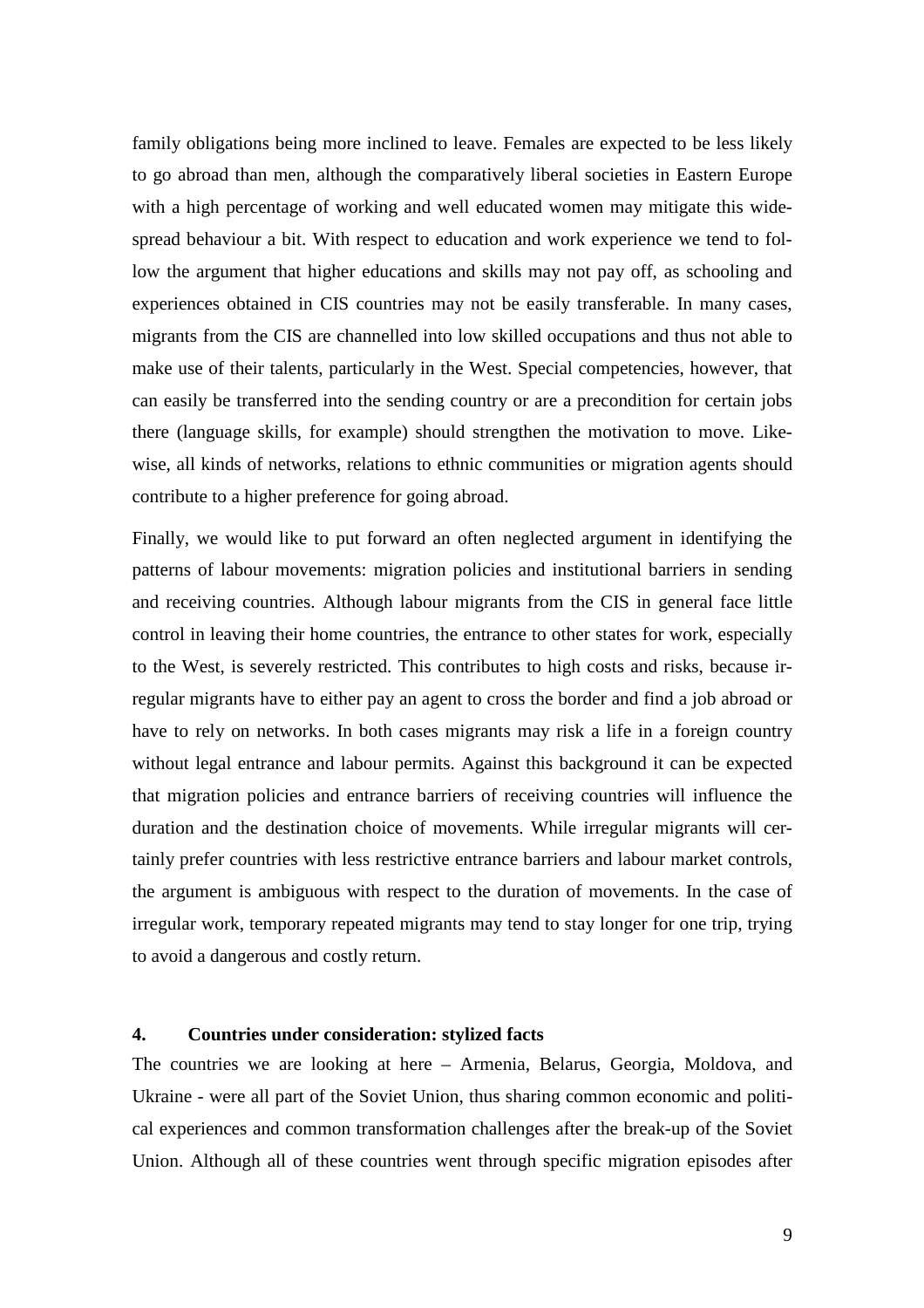family obligations being more inclined to leave. Females are expected to be less likely to go abroad than men, although the comparatively liberal societies in Eastern Europe with a high percentage of working and well educated women may mitigate this widespread behaviour a bit. With respect to education and work experience we tend to follow the argument that higher educations and skills may not pay off, as schooling and experiences obtained in CIS countries may not be easily transferable. In many cases, migrants from the CIS are channelled into low skilled occupations and thus not able to make use of their talents, particularly in the West. Special competencies, however, that can easily be transferred into the sending country or are a precondition for certain jobs there (language skills, for example) should strengthen the motivation to move. Likewise, all kinds of networks, relations to ethnic communities or migration agents should contribute to a higher preference for going abroad.

Finally, we would like to put forward an often neglected argument in identifying the patterns of labour movements: migration policies and institutional barriers in sending and receiving countries. Although labour migrants from the CIS in general face little control in leaving their home countries, the entrance to other states for work, especially to the West, is severely restricted. This contributes to high costs and risks, because irregular migrants have to either pay an agent to cross the border and find a job abroad or have to rely on networks. In both cases migrants may risk a life in a foreign country without legal entrance and labour permits. Against this background it can be expected that migration policies and entrance barriers of receiving countries will influence the duration and the destination choice of movements. While irregular migrants will certainly prefer countries with less restrictive entrance barriers and labour market controls, the argument is ambiguous with respect to the duration of movements. In the case of irregular work, temporary repeated migrants may tend to stay longer for one trip, trying to avoid a dangerous and costly return.

## 4. Countries under consideration: stylized facts

The countries we are looking at here – Armenia, Belarus, Georgia, Moldova, and Ukraine - were all part of the Soviet Union, thus sharing common economic and political experiences and common transformation challenges after the break-up of the Soviet Union. Although all of these countries went through specific migration episodes after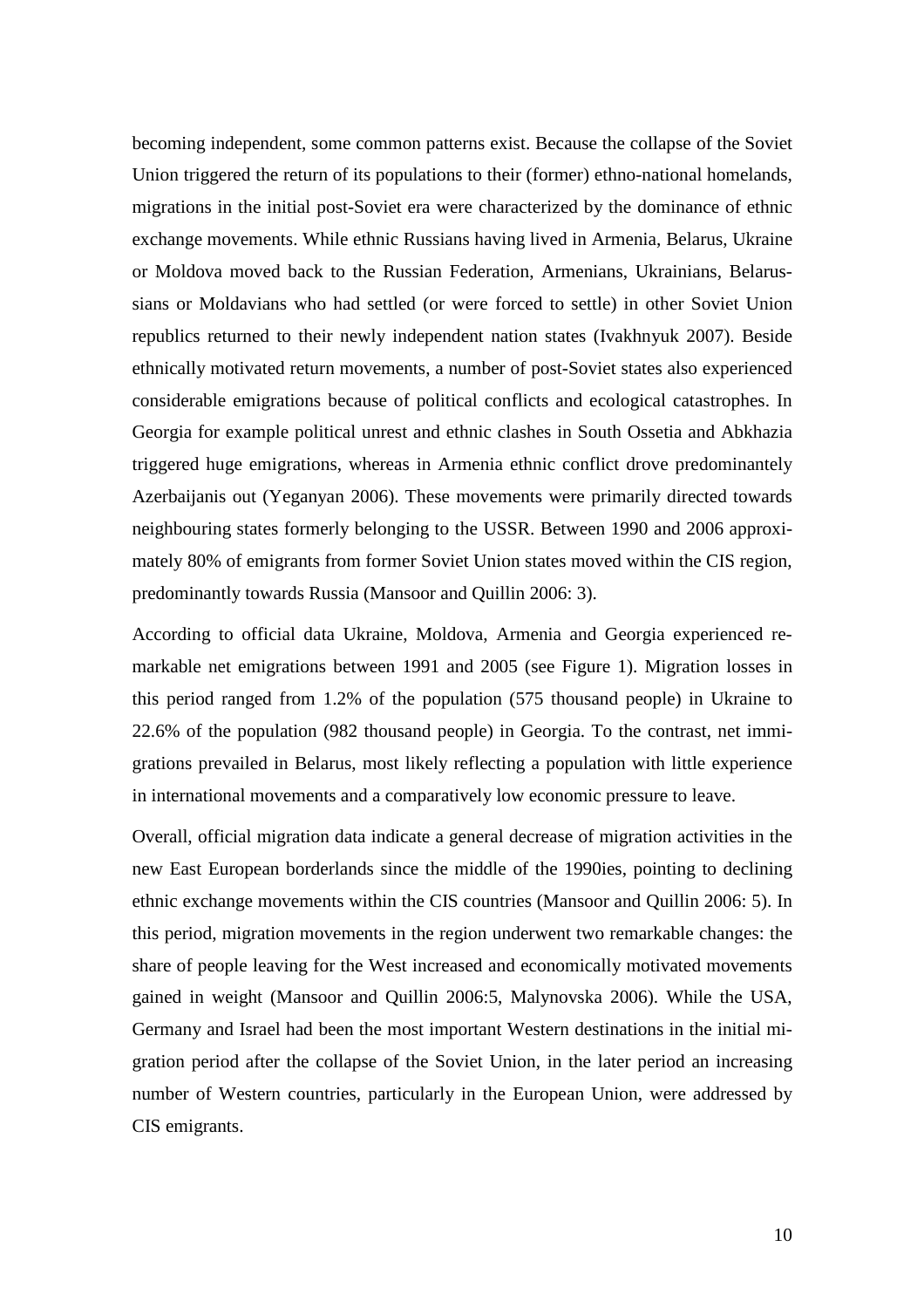becoming independent, some common patterns exist. Because the collapse of the Soviet Union triggered the return of its populations to their (former) ethno-national homelands, migrations in the initial post-Soviet era were characterized by the dominance of ethnic exchange movements. While ethnic Russians having lived in Armenia, Belarus, Ukraine or Moldova moved back to the Russian Federation, Armenians, Ukrainians, Belarussians or Moldavians who had settled (or were forced to settle) in other Soviet Union republics returned to their newly independent nation states (Ivakhnyuk 2007). Beside ethnically motivated return movements, a number of post-Soviet states also experienced considerable emigrations because of political conflicts and ecological catastrophes. In Georgia for example political unrest and ethnic clashes in South Ossetia and Abkhazia triggered huge emigrations, whereas in Armenia ethnic conflict drove predominantely Azerbaijanis out (Yeganyan 2006). These movements were primarily directed towards neighbouring states formerly belonging to the USSR. Between 1990 and 2006 approximately 80% of emigrants from former Soviet Union states moved within the CIS region, predominantly towards Russia (Mansoor and Quillin 2006: 3).

According to official data Ukraine, Moldova, Armenia and Georgia experienced remarkable net emigrations between 1991 and 2005 (see Figure 1). Migration losses in this period ranged from 1.2% of the population (575 thousand people) in Ukraine to 22.6% of the population (982 thousand people) in Georgia. To the contrast, net immigrations prevailed in Belarus, most likely reflecting a population with little experience in international movements and a comparatively low economic pressure to leave.

Overall, official migration data indicate a general decrease of migration activities in the new East European borderlands since the middle of the 1990ies, pointing to declining ethnic exchange movements within the CIS countries (Mansoor and Quillin 2006: 5). In this period, migration movements in the region underwent two remarkable changes: the share of people leaving for the West increased and economically motivated movements gained in weight (Mansoor and Quillin 2006:5, Malynovska 2006). While the USA, Germany and Israel had been the most important Western destinations in the initial migration period after the collapse of the Soviet Union, in the later period an increasing number of Western countries, particularly in the European Union, were addressed by CIS emigrants.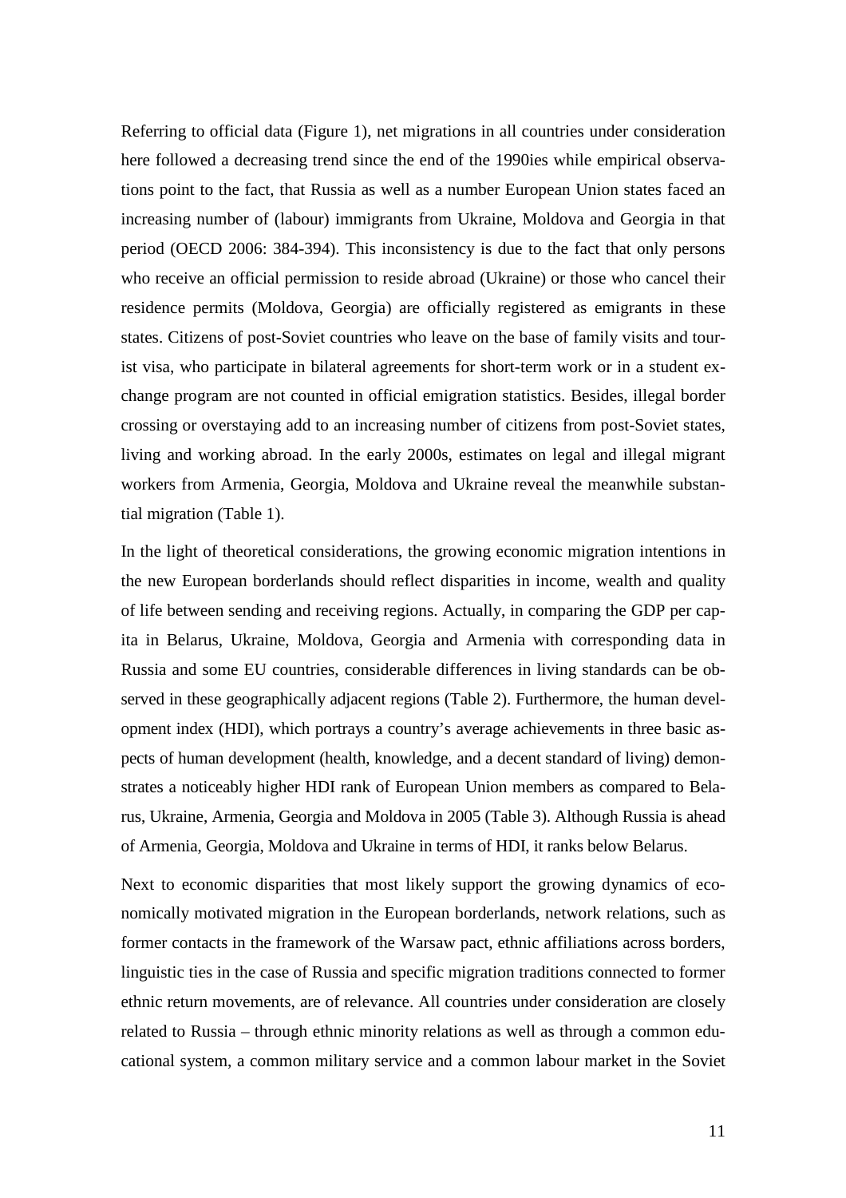Referring to official data (Figure 1), net migrations in all countries under consideration here followed a decreasing trend since the end of the 1990ies while empirical observations point to the fact, that Russia as well as a number European Union states faced an increasing number of (labour) immigrants from Ukraine, Moldova and Georgia in that period (OECD 2006: 384-394). This inconsistency is due to the fact that only persons who receive an official permission to reside abroad (Ukraine) or those who cancel their residence permits (Moldova, Georgia) are officially registered as emigrants in these states. Citizens of post-Soviet countries who leave on the base of family visits and tourist visa, who participate in bilateral agreements for short-term work or in a student exchange program are not counted in official emigration statistics. Besides, illegal border crossing or overstaying add to an increasing number of citizens from post-Soviet states, living and working abroad. In the early 2000s, estimates on legal and illegal migrant workers from Armenia, Georgia, Moldova and Ukraine reveal the meanwhile substantial migration (Table 1).

In the light of theoretical considerations, the growing economic migration intentions in the new European borderlands should reflect disparities in income, wealth and quality of life between sending and receiving regions. Actually, in comparing the GDP per capita in Belarus, Ukraine, Moldova, Georgia and Armenia with corresponding data in Russia and some EU countries, considerable differences in living standards can be observed in these geographically adjacent regions (Table 2). Furthermore, the human development index (HDI), which portrays a country's average achievements in three basic aspects of human development (health, knowledge, and a decent standard of living) demonstrates a noticeably higher HDI rank of European Union members as compared to Belarus, Ukraine, Armenia, Georgia and Moldova in 2005 (Table 3). Although Russia is ahead of Armenia, Georgia, Moldova and Ukraine in terms of HDI, it ranks below Belarus.

Next to economic disparities that most likely support the growing dynamics of economically motivated migration in the European borderlands, network relations, such as former contacts in the framework of the Warsaw pact, ethnic affiliations across borders, linguistic ties in the case of Russia and specific migration traditions connected to former ethnic return movements, are of relevance. All countries under consideration are closely related to Russia – through ethnic minority relations as well as through a common educational system, a common military service and a common labour market in the Soviet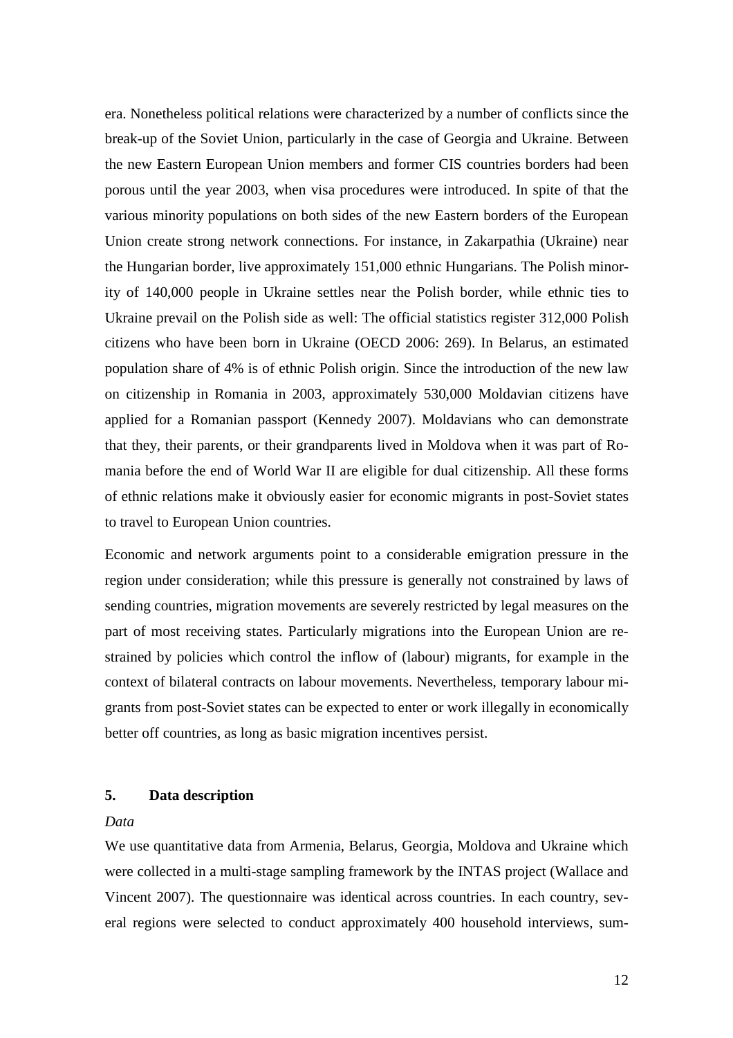era. Nonetheless political relations were characterized by a number of conflicts since the break-up of the Soviet Union, particularly in the case of Georgia and Ukraine. Between the new Eastern European Union members and former CIS countries borders had been porous until the year 2003, when visa procedures were introduced. In spite of that the various minority populations on both sides of the new Eastern borders of the European Union create strong network connections. For instance, in Zakarpathia (Ukraine) near the Hungarian border, live approximately 151,000 ethnic Hungarians. The Polish minority of 140,000 people in Ukraine settles near the Polish border, while ethnic ties to Ukraine prevail on the Polish side as well: The official statistics register 312,000 Polish citizens who have been born in Ukraine (OECD 2006: 269). In Belarus, an estimated population share of 4% is of ethnic Polish origin. Since the introduction of the new law on citizenship in Romania in 2003, approximately 530,000 Moldavian citizens have applied for a Romanian passport (Kennedy 2007). Moldavians who can demonstrate that they, their parents, or their grandparents lived in Moldova when it was part of Romania before the end of World War II are eligible for dual citizenship. All these forms of ethnic relations make it obviously easier for economic migrants in post-Soviet states to travel to European Union countries.

Economic and network arguments point to a considerable emigration pressure in the region under consideration; while this pressure is generally not constrained by laws of sending countries, migration movements are severely restricted by legal measures on the part of most receiving states. Particularly migrations into the European Union are restrained by policies which control the inflow of (labour) migrants, for example in the context of bilateral contracts on labour movements. Nevertheless, temporary labour migrants from post-Soviet states can be expected to enter or work illegally in economically better off countries, as long as basic migration incentives persist.

## 5. Data description

*Data*

We use quantitative data from Armenia, Belarus, Georgia, Moldova and Ukraine which were collected in a multi-stage sampling framework by the INTAS project (Wallace and Vincent 2007). The questionnaire was identical across countries. In each country, several regions were selected to conduct approximately 400 household interviews, sum-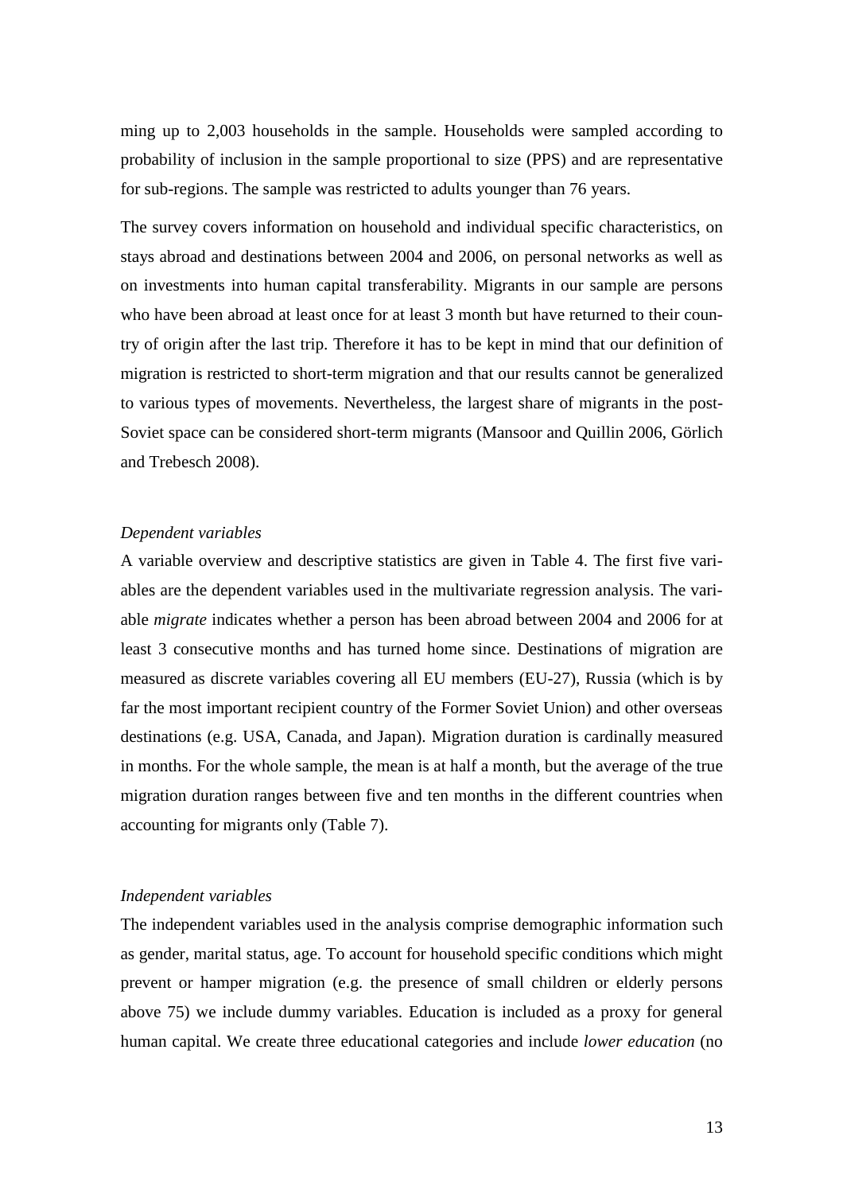ming up to 2,003 households in the sample. Households were sampled according to probability of inclusion in the sample proportional to size (PPS) and are representative for sub-regions. The sample was restricted to adults younger than 76 years.

The survey covers information on household and individual specific characteristics, on stays abroad and destinations between 2004 and 2006, on personal networks as well as on investments into human capital transferability. Migrants in our sample are persons who have been abroad at least once for at least 3 month but have returned to their country of origin after the last trip. Therefore it has to be kept in mind that our definition of migration is restricted to short-term migration and that our results cannot be generalized to various types of movements. Nevertheless, the largest share of migrants in the post-Soviet space can be considered short-term migrants (Mansoor and Quillin 2006, Görlich and Trebesch 2008).

*Dependent variables*

A variable overview and descriptive statistics are given in Table 4. The first five variables are the dependent variables used in the multivariate regression analysis. The variable *migrate* indicates whether a person has been abroad between 2004 and 2006 for at least 3 consecutive months and has turned home since. Destinations of migration are measured as discrete variables covering all EU members (EU-27), Russia (which is by far the most important recipient country of the Former Soviet Union) and other overseas destinations (e.g. USA, Canada, and Japan). Migration duration is cardinally measured in months. For the whole sample, the mean is at half a month, but the average of the true migration duration ranges between five and ten months in the different countries when accounting for migrants only (Table 7).

*Independent variables*

The independent variables used in the analysis comprise demographic information such as gender, marital status, age. To account for household specific conditions which might prevent or hamper migration (e.g. the presence of small children or elderly persons above 75) we include dummy variables. Education is included as a proxy for general human capital. We create three educational categories and include *lower education* (no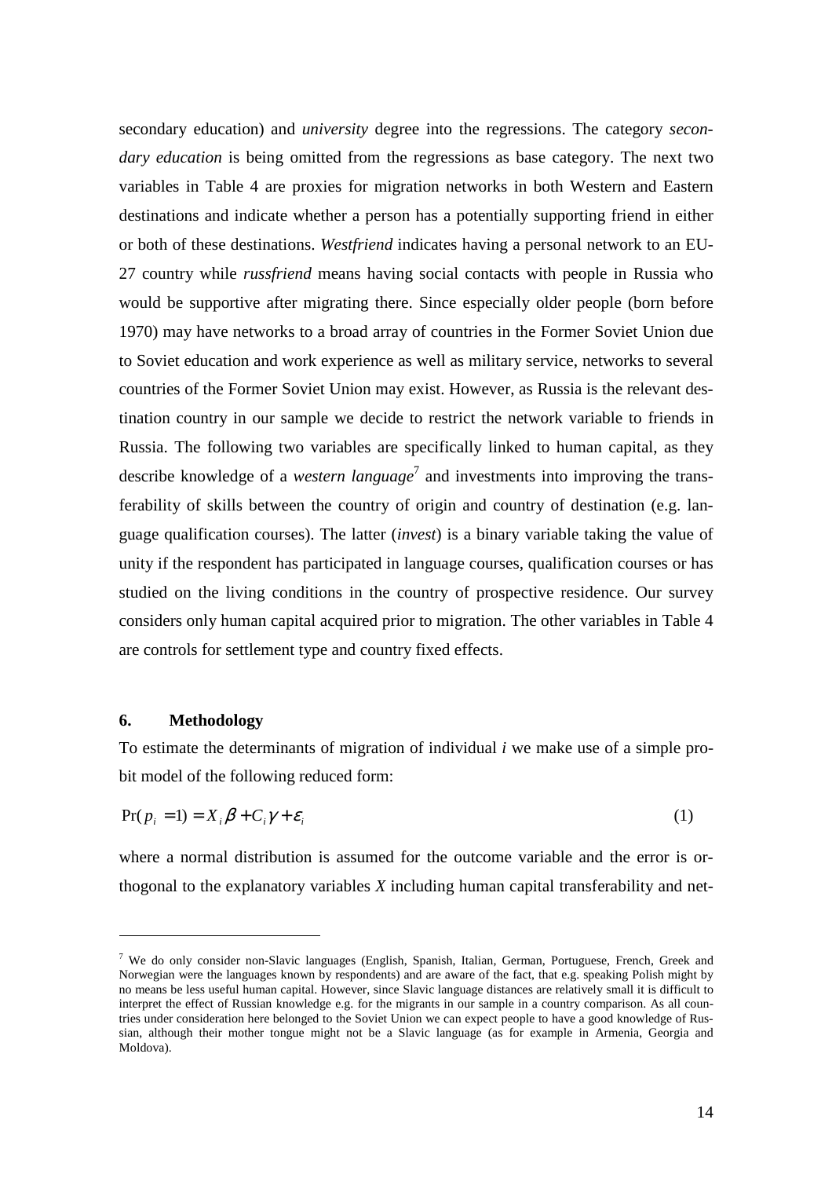secondary education) and *university* degree into the regressions. The category *secondary education* is being omitted from the regressions as base category. The next two variables in Table 4 are proxies for migration networks in both Western and Eastern destinations and indicate whether a person has a potentially supporting friend in either or both of these destinations. *Westfriend* indicates having a personal network to an EU-27 country while *russfriend* means having social contacts with people in Russia who would be supportive after migrating there. Since especially older people (born before 1970) may have networks to a broad array of countries in the Former Soviet Union due to Soviet education and work experience as well as military service, networks to several countries of the Former Soviet Union may exist. However, as Russia is the relevant destination country in our sample we decide to restrict the network variable to friends in Russia. The following two variables are specifically linked to human capital, as they describe knowledge of a *western language*[7] and investments into improving the transferability of skills between the country of origin and country of destination (e.g. language qualification courses). The latter (*invest*) is a binary variable taking the value of unity if the respondent has participated in language courses, qualification courses or has studied on the living conditions in the country of prospective residence. Our survey considers only human capital acquired prior to migration. The other variables in Table 4 are controls for settlement type and country fixed effects.

## 6. Methodology

To estimate the determinants of migration of individual *i* we make use of a simple probit model of the following reduced form:

$$\Pr(p_i = 1) = X_i \beta + C_i \gamma + \varepsilon_i \tag{1}$$

where a normal distribution is assumed for the outcome variable and the error is orthogonal to the explanatory variables *X* including human capital transferability and net-

---

[7] We do only consider non-Slavic languages (English, Spanish, Italian, German, Portuguese, French, Greek and Norwegian were the languages known by respondents) and are aware of the fact, that e.g. speaking Polish might by no means be less useful human capital. However, since Slavic language distances are relatively small it is difficult to interpret the effect of Russian knowledge e.g. for the migrants in our sample in a country comparison. As all countries under consideration here belonged to the Soviet Union we can expect people to have a good knowledge of Russian, although their mother tongue might not be a Slavic language (as for example in Armenia, Georgia and Moldova).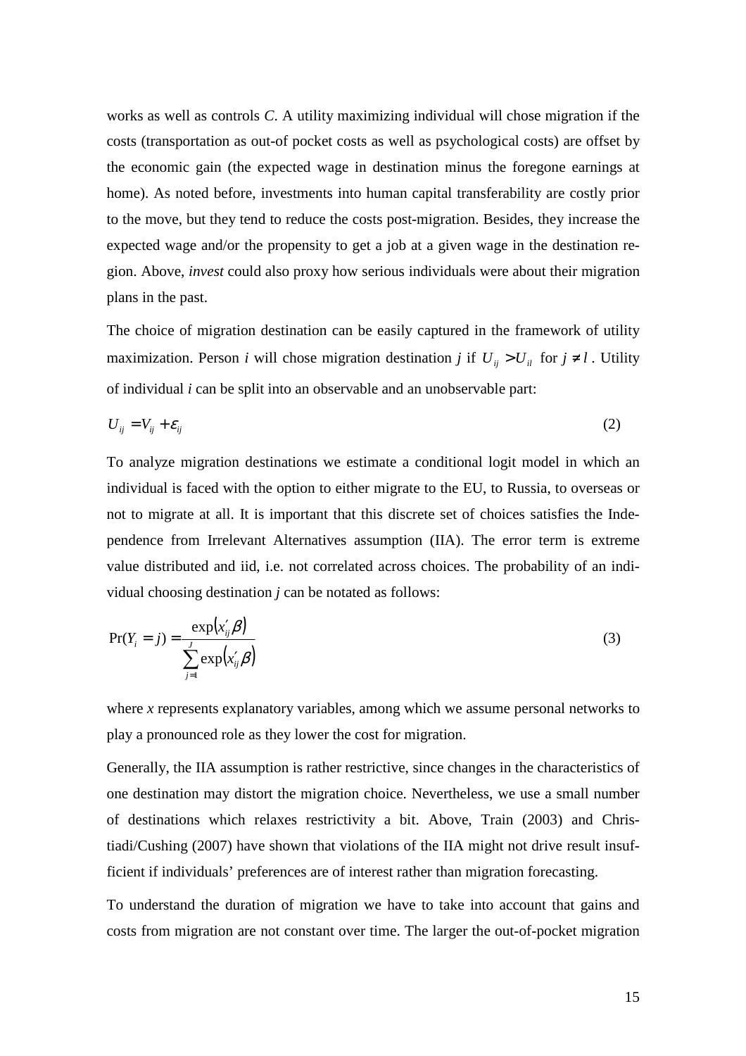works as well as controls *C*. A utility maximizing individual will chose migration if the costs (transportation as out-of pocket costs as well as psychological costs) are offset by the economic gain (the expected wage in destination minus the foregone earnings at home). As noted before, investments into human capital transferability are costly prior to the move, but they tend to reduce the costs post-migration. Besides, they increase the expected wage and/or the propensity to get a job at a given wage in the destination region. Above, *invest* could also proxy how serious individuals were about their migration plans in the past.

The choice of migration destination can be easily captured in the framework of utility maximization. Person *i* will chose migration destination *j* if $U_{ij} > U_{il}$ for $j \neq l$. Utility of individual *i* can be split into an observable and an unobservable part:

$$U_{ij} = V_{ij} + \varepsilon_{ij} \tag{2}$$

To analyze migration destinations we estimate a conditional logit model in which an individual is faced with the option to either migrate to the EU, to Russia, to overseas or not to migrate at all. It is important that this discrete set of choices satisfies the Independence from Irrelevant Alternatives assumption (IIA). The error term is extreme value distributed and iid, i.e. not correlated across choices. The probability of an individual choosing destination *j* can be notated as follows:

$$\Pr(Y_i = j) = \frac{\exp(x'_{ij}\beta)}{\sum_{j=1}^{J} \exp(x'_{ij}\beta)} \tag{3}$$

where *x* represents explanatory variables, among which we assume personal networks to play a pronounced role as they lower the cost for migration.

Generally, the IIA assumption is rather restrictive, since changes in the characteristics of one destination may distort the migration choice. Nevertheless, we use a small number of destinations which relaxes restrictivity a bit. Above, Train (2003) and Christiadi/Cushing (2007) have shown that violations of the IIA might not drive result insufficient if individuals' preferences are of interest rather than migration forecasting.

To understand the duration of migration we have to take into account that gains and costs from migration are not constant over time. The larger the out-of-pocket migration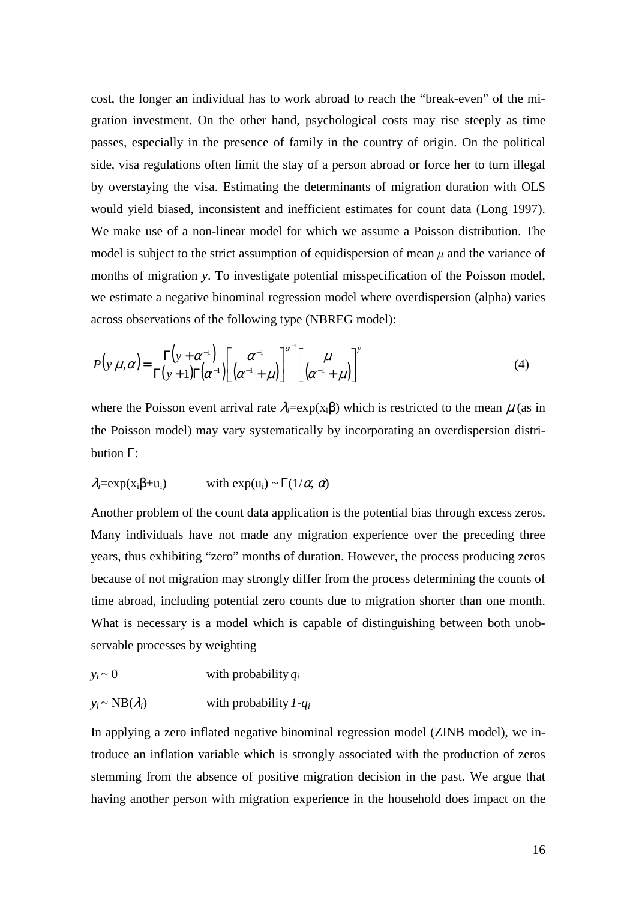cost, the longer an individual has to work abroad to reach the "break-even" of the migration investment. On the other hand, psychological costs may rise steeply as time passes, especially in the presence of family in the country of origin. On the political side, visa regulations often limit the stay of a person abroad or force her to turn illegal by overstaying the visa. Estimating the determinants of migration duration with OLS would yield biased, inconsistent and inefficient estimates for count data (Long 1997). We make use of a non-linear model for which we assume a Poisson distribution. The model is subject to the strict assumption of equidispersion of mean $\mu$ and the variance of months of migration $y$. To investigate potential misspecification of the Poisson model, we estimate a negative binominal regression model where overdispersion (alpha) varies across observations of the following type (NBREG model):

$$P(y|\mu,\alpha) = \frac{\Gamma(y+\alpha^{-1})}{\Gamma(y+1)\Gamma(\alpha^{-1})}\left[\frac{\alpha^{-1}}{(\alpha^{-1}+\mu)}\right]^{\alpha^{-1}}\left[\frac{\mu}{(\alpha^{-1}+\mu)}\right]^{y} \tag{4}$$

where the Poisson event arrival rate $\lambda_i = \exp(x_i\beta)$ which is restricted to the mean $\mu$ (as in the Poisson model) may vary systematically by incorporating an overdispersion distribution $\Gamma$:

$\lambda_i = \exp(x_i\beta + u_i)$ with $\exp(u_i) \sim \Gamma(1/\alpha, \alpha)$

Another problem of the count data application is the potential bias through excess zeros. Many individuals have not made any migration experience over the preceding three years, thus exhibiting "zero" months of duration. However, the process producing zeros because of not migration may strongly differ from the process determining the counts of time abroad, including potential zero counts due to migration shorter than one month. What is necessary is a model which is capable of distinguishing between both unobservable processes by weighting

$y_i \sim 0$ with probability $q_i$

$y_i \sim \text{NB}(\lambda_i)$ with probability $1-q_i$

In applying a zero inflated negative binominal regression model (ZINB model), we introduce an inflation variable which is strongly associated with the production of zeros stemming from the absence of positive migration decision in the past. We argue that having another person with migration experience in the household does impact on the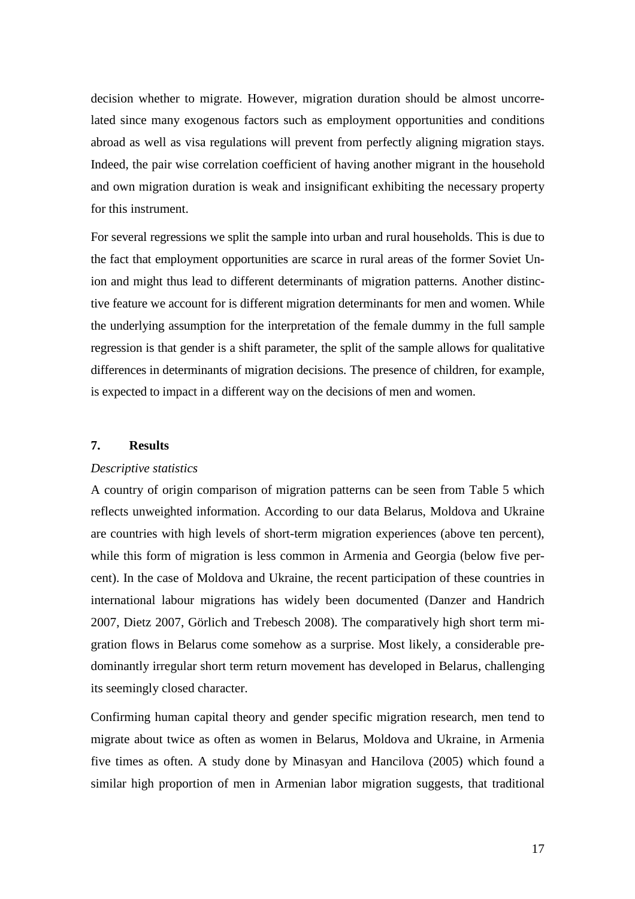decision whether to migrate. However, migration duration should be almost uncorrelated since many exogenous factors such as employment opportunities and conditions abroad as well as visa regulations will prevent from perfectly aligning migration stays. Indeed, the pair wise correlation coefficient of having another migrant in the household and own migration duration is weak and insignificant exhibiting the necessary property for this instrument.

For several regressions we split the sample into urban and rural households. This is due to the fact that employment opportunities are scarce in rural areas of the former Soviet Union and might thus lead to different determinants of migration patterns. Another distinctive feature we account for is different migration determinants for men and women. While the underlying assumption for the interpretation of the female dummy in the full sample regression is that gender is a shift parameter, the split of the sample allows for qualitative differences in determinants of migration decisions. The presence of children, for example, is expected to impact in a different way on the decisions of men and women.

## 7. Results

*Descriptive statistics*

A country of origin comparison of migration patterns can be seen from Table 5 which reflects unweighted information. According to our data Belarus, Moldova and Ukraine are countries with high levels of short-term migration experiences (above ten percent), while this form of migration is less common in Armenia and Georgia (below five percent). In the case of Moldova and Ukraine, the recent participation of these countries in international labour migrations has widely been documented (Danzer and Handrich 2007, Dietz 2007, Görlich and Trebesch 2008). The comparatively high short term migration flows in Belarus come somehow as a surprise. Most likely, a considerable predominantly irregular short term return movement has developed in Belarus, challenging its seemingly closed character.

Confirming human capital theory and gender specific migration research, men tend to migrate about twice as often as women in Belarus, Moldova and Ukraine, in Armenia five times as often. A study done by Minasyan and Hancilova (2005) which found a similar high proportion of men in Armenian labor migration suggests, that traditional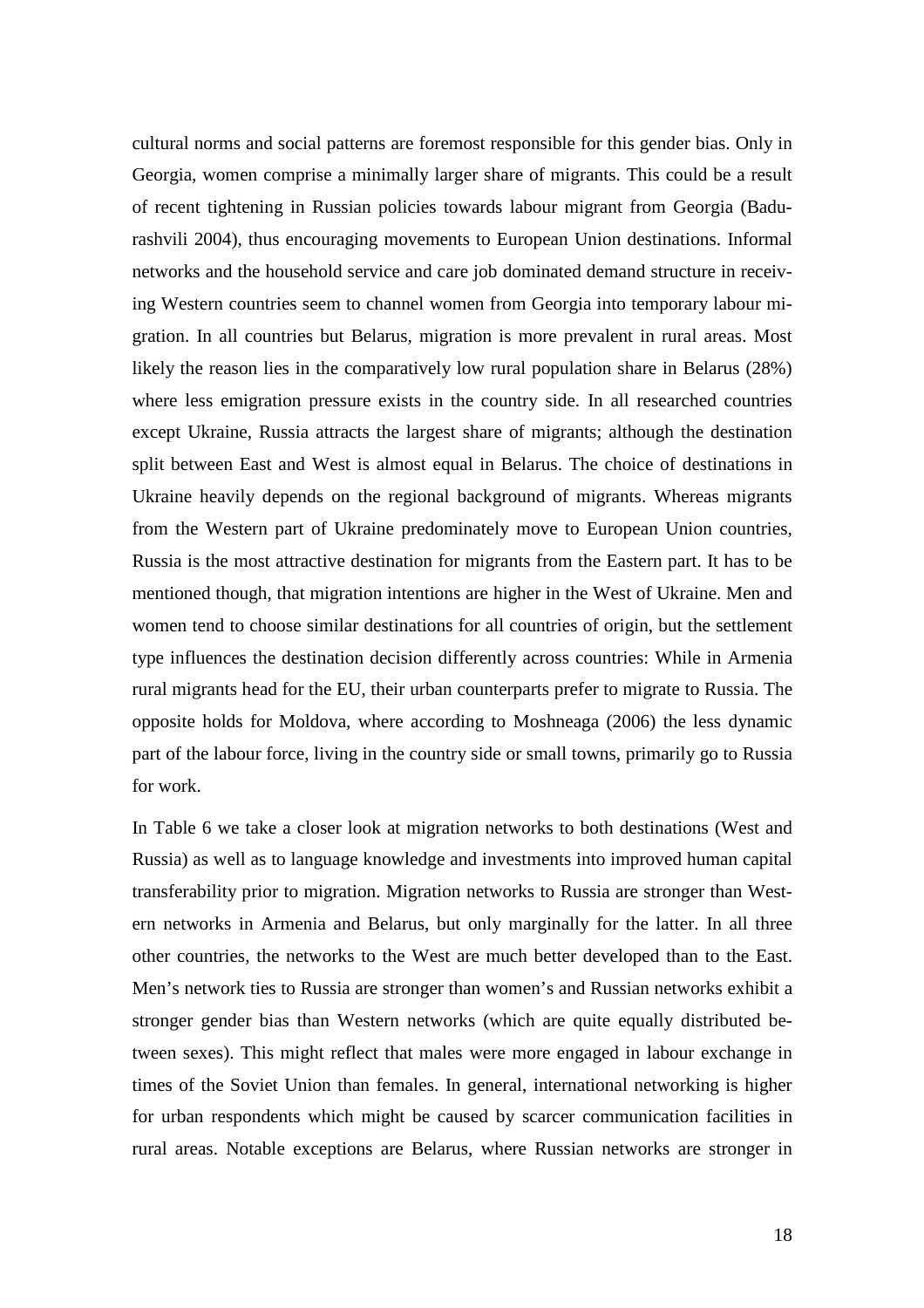cultural norms and social patterns are foremost responsible for this gender bias. Only in Georgia, women comprise a minimally larger share of migrants. This could be a result of recent tightening in Russian policies towards labour migrant from Georgia (Badurashvili 2004), thus encouraging movements to European Union destinations. Informal networks and the household service and care job dominated demand structure in receiving Western countries seem to channel women from Georgia into temporary labour migration. In all countries but Belarus, migration is more prevalent in rural areas. Most likely the reason lies in the comparatively low rural population share in Belarus (28%) where less emigration pressure exists in the country side. In all researched countries except Ukraine, Russia attracts the largest share of migrants; although the destination split between East and West is almost equal in Belarus. The choice of destinations in Ukraine heavily depends on the regional background of migrants. Whereas migrants from the Western part of Ukraine predominately move to European Union countries, Russia is the most attractive destination for migrants from the Eastern part. It has to be mentioned though, that migration intentions are higher in the West of Ukraine. Men and women tend to choose similar destinations for all countries of origin, but the settlement type influences the destination decision differently across countries: While in Armenia rural migrants head for the EU, their urban counterparts prefer to migrate to Russia. The opposite holds for Moldova, where according to Moshneaga (2006) the less dynamic part of the labour force, living in the country side or small towns, primarily go to Russia for work.

In Table 6 we take a closer look at migration networks to both destinations (West and Russia) as well as to language knowledge and investments into improved human capital transferability prior to migration. Migration networks to Russia are stronger than Western networks in Armenia and Belarus, but only marginally for the latter. In all three other countries, the networks to the West are much better developed than to the East. Men's network ties to Russia are stronger than women's and Russian networks exhibit a stronger gender bias than Western networks (which are quite equally distributed between sexes). This might reflect that males were more engaged in labour exchange in times of the Soviet Union than females. In general, international networking is higher for urban respondents which might be caused by scarcer communication facilities in rural areas. Notable exceptions are Belarus, where Russian networks are stronger in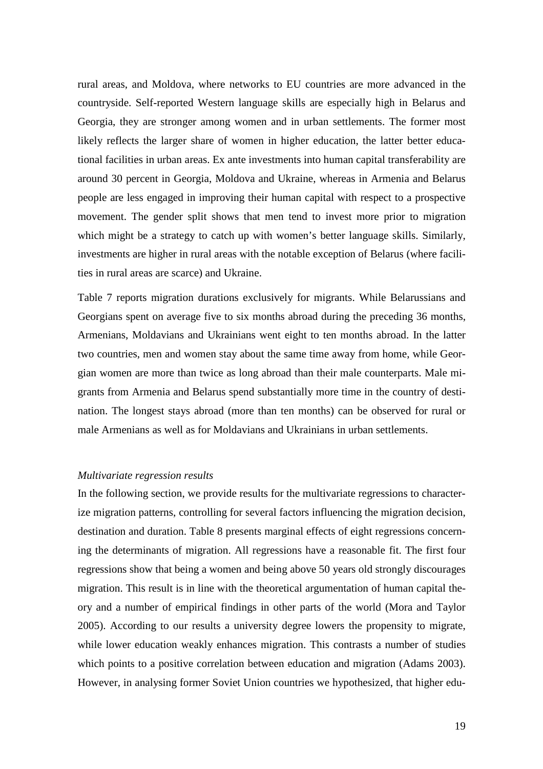rural areas, and Moldova, where networks to EU countries are more advanced in the countryside. Self-reported Western language skills are especially high in Belarus and Georgia, they are stronger among women and in urban settlements. The former most likely reflects the larger share of women in higher education, the latter better educational facilities in urban areas. Ex ante investments into human capital transferability are around 30 percent in Georgia, Moldova and Ukraine, whereas in Armenia and Belarus people are less engaged in improving their human capital with respect to a prospective movement. The gender split shows that men tend to invest more prior to migration which might be a strategy to catch up with women's better language skills. Similarly, investments are higher in rural areas with the notable exception of Belarus (where facilities in rural areas are scarce) and Ukraine.

Table 7 reports migration durations exclusively for migrants. While Belarussians and Georgians spent on average five to six months abroad during the preceding 36 months, Armenians, Moldavians and Ukrainians went eight to ten months abroad. In the latter two countries, men and women stay about the same time away from home, while Georgian women are more than twice as long abroad than their male counterparts. Male migrants from Armenia and Belarus spend substantially more time in the country of destination. The longest stays abroad (more than ten months) can be observed for rural or male Armenians as well as for Moldavians and Ukrainians in urban settlements.

*Multivariate regression results*

In the following section, we provide results for the multivariate regressions to characterize migration patterns, controlling for several factors influencing the migration decision, destination and duration. Table 8 presents marginal effects of eight regressions concerning the determinants of migration. All regressions have a reasonable fit. The first four regressions show that being a women and being above 50 years old strongly discourages migration. This result is in line with the theoretical argumentation of human capital theory and a number of empirical findings in other parts of the world (Mora and Taylor 2005). According to our results a university degree lowers the propensity to migrate, while lower education weakly enhances migration. This contrasts a number of studies which points to a positive correlation between education and migration (Adams 2003). However, in analysing former Soviet Union countries we hypothesized, that higher edu-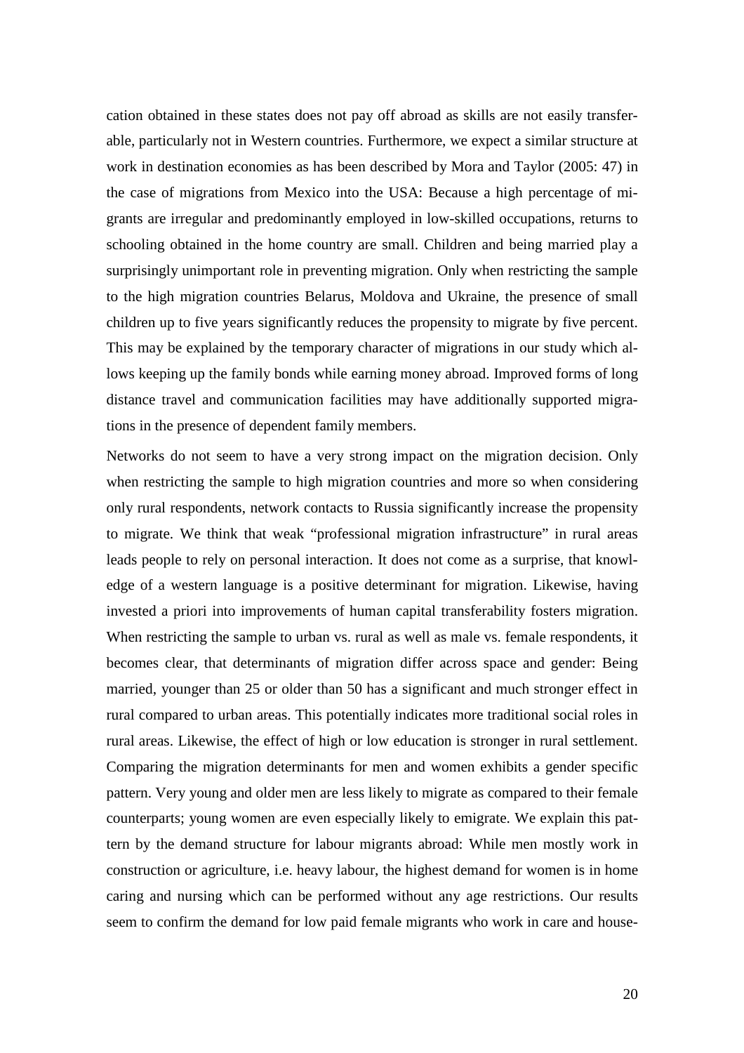cation obtained in these states does not pay off abroad as skills are not easily transferable, particularly not in Western countries. Furthermore, we expect a similar structure at work in destination economies as has been described by Mora and Taylor (2005: 47) in the case of migrations from Mexico into the USA: Because a high percentage of migrants are irregular and predominantly employed in low-skilled occupations, returns to schooling obtained in the home country are small. Children and being married play a surprisingly unimportant role in preventing migration. Only when restricting the sample to the high migration countries Belarus, Moldova and Ukraine, the presence of small children up to five years significantly reduces the propensity to migrate by five percent. This may be explained by the temporary character of migrations in our study which allows keeping up the family bonds while earning money abroad. Improved forms of long distance travel and communication facilities may have additionally supported migrations in the presence of dependent family members.

Networks do not seem to have a very strong impact on the migration decision. Only when restricting the sample to high migration countries and more so when considering only rural respondents, network contacts to Russia significantly increase the propensity to migrate. We think that weak "professional migration infrastructure" in rural areas leads people to rely on personal interaction. It does not come as a surprise, that knowledge of a western language is a positive determinant for migration. Likewise, having invested a priori into improvements of human capital transferability fosters migration. When restricting the sample to urban vs. rural as well as male vs. female respondents, it becomes clear, that determinants of migration differ across space and gender: Being married, younger than 25 or older than 50 has a significant and much stronger effect in rural compared to urban areas. This potentially indicates more traditional social roles in rural areas. Likewise, the effect of high or low education is stronger in rural settlement. Comparing the migration determinants for men and women exhibits a gender specific pattern. Very young and older men are less likely to migrate as compared to their female counterparts; young women are even especially likely to emigrate. We explain this pattern by the demand structure for labour migrants abroad: While men mostly work in construction or agriculture, i.e. heavy labour, the highest demand for women is in home caring and nursing which can be performed without any age restrictions. Our results seem to confirm the demand for low paid female migrants who work in care and house-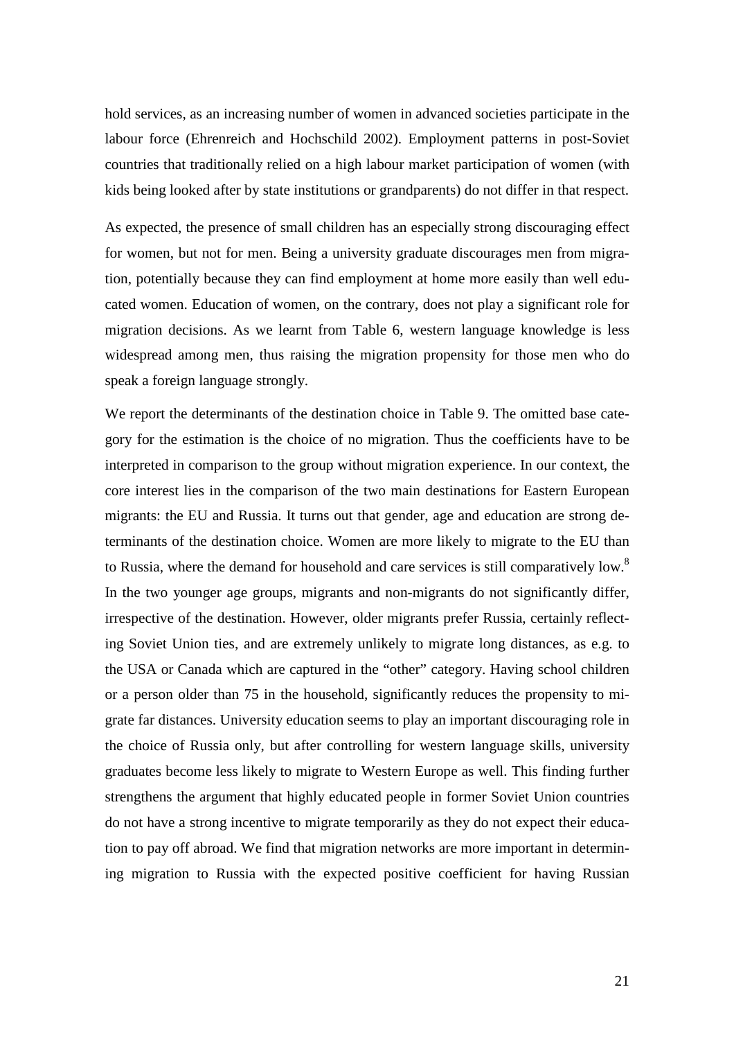hold services, as an increasing number of women in advanced societies participate in the labour force (Ehrenreich and Hochschild 2002). Employment patterns in post-Soviet countries that traditionally relied on a high labour market participation of women (with kids being looked after by state institutions or grandparents) do not differ in that respect.

As expected, the presence of small children has an especially strong discouraging effect for women, but not for men. Being a university graduate discourages men from migration, potentially because they can find employment at home more easily than well educated women. Education of women, on the contrary, does not play a significant role for migration decisions. As we learnt from Table 6, western language knowledge is less widespread among men, thus raising the migration propensity for those men who do speak a foreign language strongly.

We report the determinants of the destination choice in Table 9. The omitted base category for the estimation is the choice of no migration. Thus the coefficients have to be interpreted in comparison to the group without migration experience. In our context, the core interest lies in the comparison of the two main destinations for Eastern European migrants: the EU and Russia. It turns out that gender, age and education are strong determinants of the destination choice. Women are more likely to migrate to the EU than to Russia, where the demand for household and care services is still comparatively low.[8] In the two younger age groups, migrants and non-migrants do not significantly differ, irrespective of the destination. However, older migrants prefer Russia, certainly reflecting Soviet Union ties, and are extremely unlikely to migrate long distances, as e.g. to the USA or Canada which are captured in the "other" category. Having school children or a person older than 75 in the household, significantly reduces the propensity to migrate far distances. University education seems to play an important discouraging role in the choice of Russia only, but after controlling for western language skills, university graduates become less likely to migrate to Western Europe as well. This finding further strengthens the argument that highly educated people in former Soviet Union countries do not have a strong incentive to migrate temporarily as they do not expect their education to pay off abroad. We find that migration networks are more important in determining migration to Russia with the expected positive coefficient for having Russian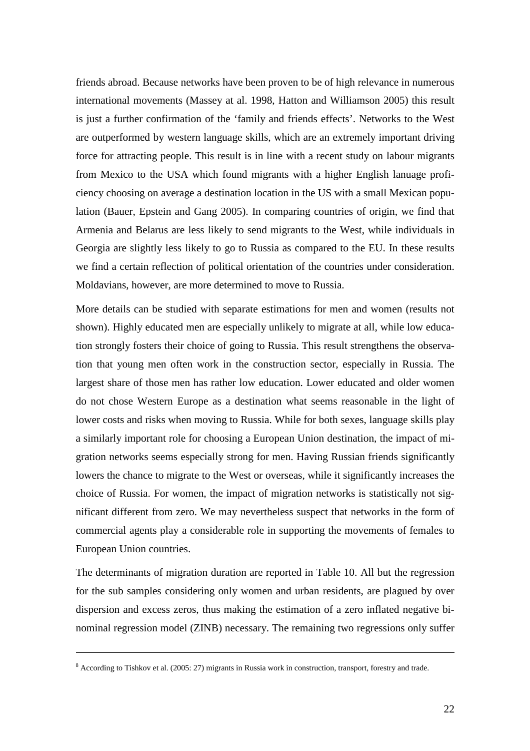friends abroad. Because networks have been proven to be of high relevance in numerous international movements (Massey at al. 1998, Hatton and Williamson 2005) this result is just a further confirmation of the 'family and friends effects'. Networks to the West are outperformed by western language skills, which are an extremely important driving force for attracting people. This result is in line with a recent study on labour migrants from Mexico to the USA which found migrants with a higher English lanuage proficiency choosing on average a destination location in the US with a small Mexican population (Bauer, Epstein and Gang 2005). In comparing countries of origin, we find that Armenia and Belarus are less likely to send migrants to the West, while individuals in Georgia are slightly less likely to go to Russia as compared to the EU. In these results we find a certain reflection of political orientation of the countries under consideration. Moldavians, however, are more determined to move to Russia.

More details can be studied with separate estimations for men and women (results not shown). Highly educated men are especially unlikely to migrate at all, while low education strongly fosters their choice of going to Russia. This result strengthens the observation that young men often work in the construction sector, especially in Russia. The largest share of those men has rather low education. Lower educated and older women do not chose Western Europe as a destination what seems reasonable in the light of lower costs and risks when moving to Russia. While for both sexes, language skills play a similarly important role for choosing a European Union destination, the impact of migration networks seems especially strong for men. Having Russian friends significantly lowers the chance to migrate to the West or overseas, while it significantly increases the choice of Russia. For women, the impact of migration networks is statistically not significant different from zero. We may nevertheless suspect that networks in the form of commercial agents play a considerable role in supporting the movements of females to European Union countries.

The determinants of migration duration are reported in Table 10. All but the regression for the sub samples considering only women and urban residents, are plagued by over dispersion and excess zeros, thus making the estimation of a zero inflated negative binominal regression model (ZINB) necessary. The remaining two regressions only suffer

---

[8] According to Tishkov et al. (2005: 27) migrants in Russia work in construction, transport, forestry and trade.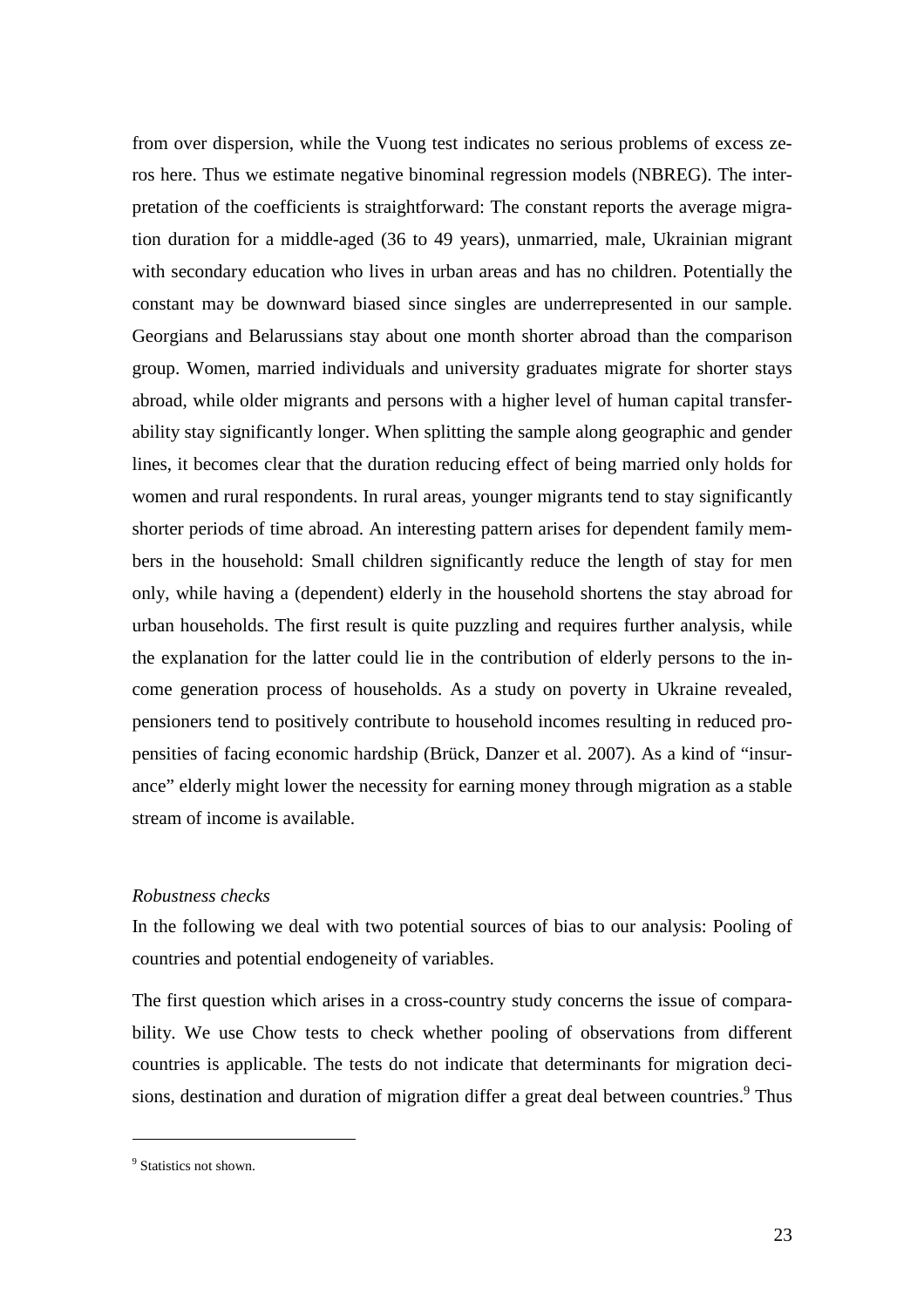from over dispersion, while the Vuong test indicates no serious problems of excess zeros here. Thus we estimate negative binominal regression models (NBREG). The interpretation of the coefficients is straightforward: The constant reports the average migration duration for a middle-aged (36 to 49 years), unmarried, male, Ukrainian migrant with secondary education who lives in urban areas and has no children. Potentially the constant may be downward biased since singles are underrepresented in our sample. Georgians and Belarussians stay about one month shorter abroad than the comparison group. Women, married individuals and university graduates migrate for shorter stays abroad, while older migrants and persons with a higher level of human capital transferability stay significantly longer. When splitting the sample along geographic and gender lines, it becomes clear that the duration reducing effect of being married only holds for women and rural respondents. In rural areas, younger migrants tend to stay significantly shorter periods of time abroad. An interesting pattern arises for dependent family members in the household: Small children significantly reduce the length of stay for men only, while having a (dependent) elderly in the household shortens the stay abroad for urban households. The first result is quite puzzling and requires further analysis, while the explanation for the latter could lie in the contribution of elderly persons to the income generation process of households. As a study on poverty in Ukraine revealed, pensioners tend to positively contribute to household incomes resulting in reduced propensities of facing economic hardship (Brück, Danzer et al. 2007). As a kind of "insurance" elderly might lower the necessity for earning money through migration as a stable stream of income is available.

*Robustness checks*

In the following we deal with two potential sources of bias to our analysis: Pooling of countries and potential endogeneity of variables.

The first question which arises in a cross-country study concerns the issue of comparability. We use Chow tests to check whether pooling of observations from different countries is applicable. The tests do not indicate that determinants for migration decisions, destination and duration of migration differ a great deal between countries.[9] Thus

[9] Statistics not shown.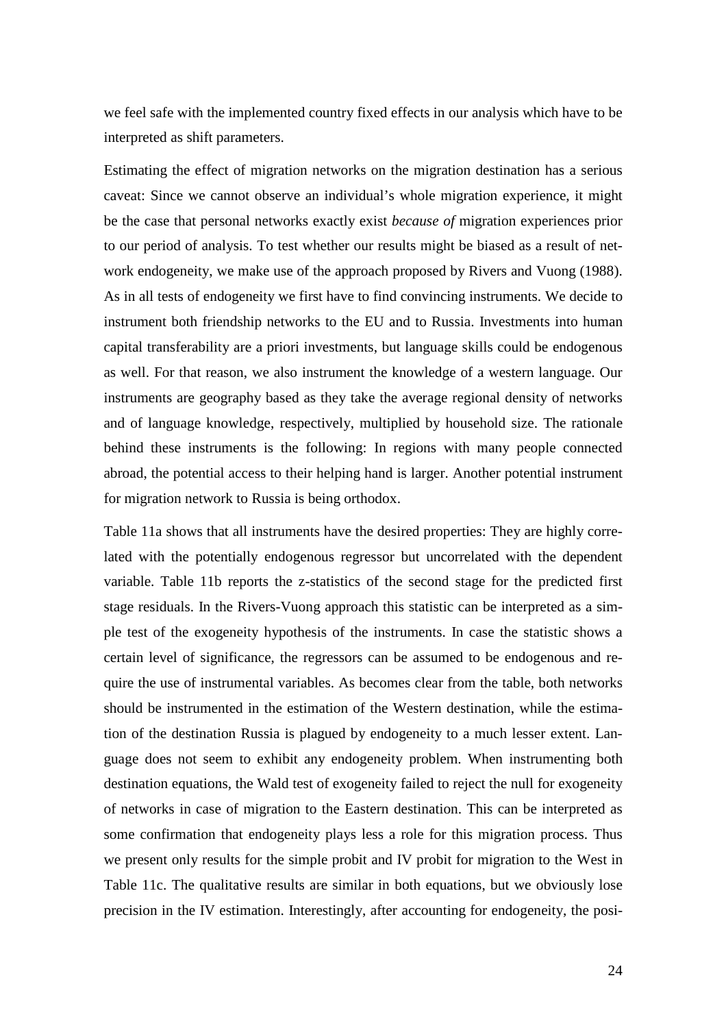we feel safe with the implemented country fixed effects in our analysis which have to be interpreted as shift parameters.

Estimating the effect of migration networks on the migration destination has a serious caveat: Since we cannot observe an individual's whole migration experience, it might be the case that personal networks exactly exist *because of* migration experiences prior to our period of analysis. To test whether our results might be biased as a result of network endogeneity, we make use of the approach proposed by Rivers and Vuong (1988). As in all tests of endogeneity we first have to find convincing instruments. We decide to instrument both friendship networks to the EU and to Russia. Investments into human capital transferability are a priori investments, but language skills could be endogenous as well. For that reason, we also instrument the knowledge of a western language. Our instruments are geography based as they take the average regional density of networks and of language knowledge, respectively, multiplied by household size. The rationale behind these instruments is the following: In regions with many people connected abroad, the potential access to their helping hand is larger. Another potential instrument for migration network to Russia is being orthodox.

Table 11a shows that all instruments have the desired properties: They are highly correlated with the potentially endogenous regressor but uncorrelated with the dependent variable. Table 11b reports the z-statistics of the second stage for the predicted first stage residuals. In the Rivers-Vuong approach this statistic can be interpreted as a simple test of the exogeneity hypothesis of the instruments. In case the statistic shows a certain level of significance, the regressors can be assumed to be endogenous and require the use of instrumental variables. As becomes clear from the table, both networks should be instrumented in the estimation of the Western destination, while the estimation of the destination Russia is plagued by endogeneity to a much lesser extent. Language does not seem to exhibit any endogeneity problem. When instrumenting both destination equations, the Wald test of exogeneity failed to reject the null for exogeneity of networks in case of migration to the Eastern destination. This can be interpreted as some confirmation that endogeneity plays less a role for this migration process. Thus we present only results for the simple probit and IV probit for migration to the West in Table 11c. The qualitative results are similar in both equations, but we obviously lose precision in the IV estimation. Interestingly, after accounting for endogeneity, the posi-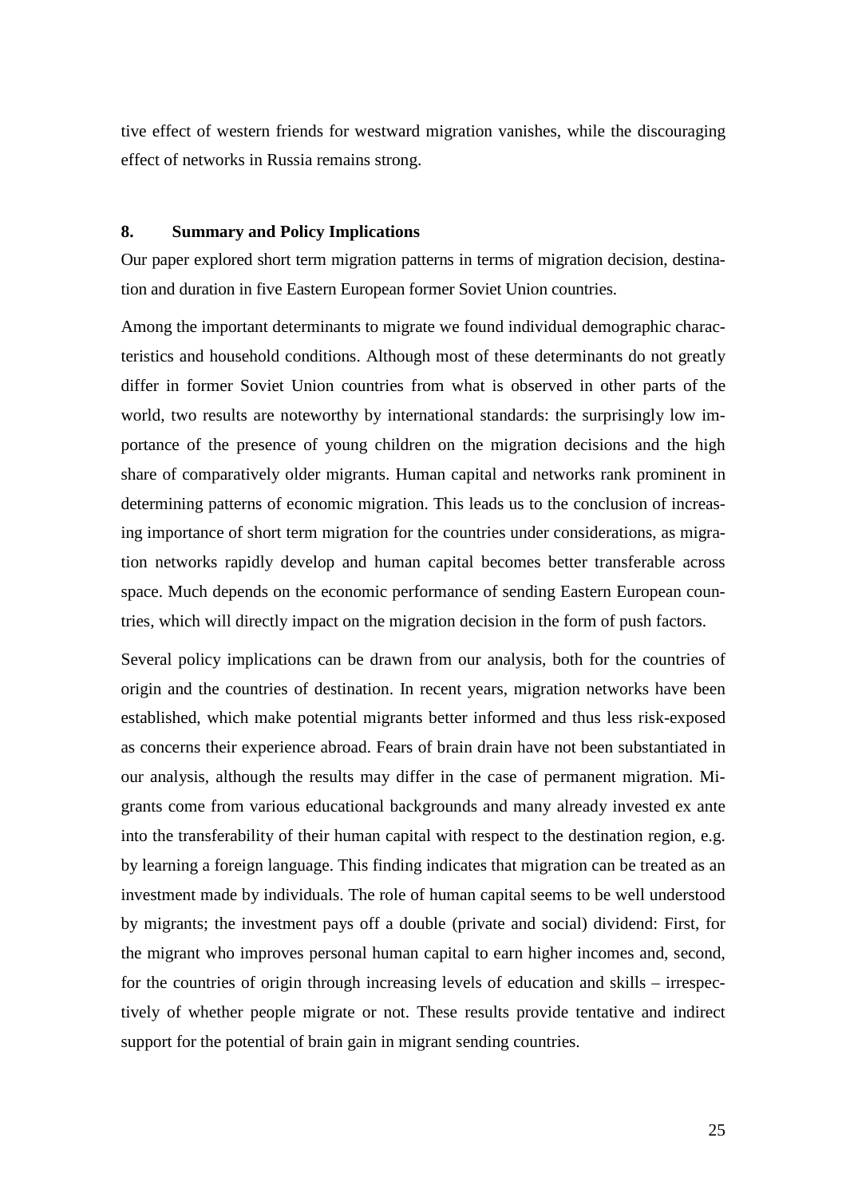tive effect of western friends for westward migration vanishes, while the discouraging effect of networks in Russia remains strong.

## 8. Summary and Policy Implications

Our paper explored short term migration patterns in terms of migration decision, destination and duration in five Eastern European former Soviet Union countries.

Among the important determinants to migrate we found individual demographic characteristics and household conditions. Although most of these determinants do not greatly differ in former Soviet Union countries from what is observed in other parts of the world, two results are noteworthy by international standards: the surprisingly low importance of the presence of young children on the migration decisions and the high share of comparatively older migrants. Human capital and networks rank prominent in determining patterns of economic migration. This leads us to the conclusion of increasing importance of short term migration for the countries under considerations, as migration networks rapidly develop and human capital becomes better transferable across space. Much depends on the economic performance of sending Eastern European countries, which will directly impact on the migration decision in the form of push factors.

Several policy implications can be drawn from our analysis, both for the countries of origin and the countries of destination. In recent years, migration networks have been established, which make potential migrants better informed and thus less risk-exposed as concerns their experience abroad. Fears of brain drain have not been substantiated in our analysis, although the results may differ in the case of permanent migration. Migrants come from various educational backgrounds and many already invested ex ante into the transferability of their human capital with respect to the destination region, e.g. by learning a foreign language. This finding indicates that migration can be treated as an investment made by individuals. The role of human capital seems to be well understood by migrants; the investment pays off a double (private and social) dividend: First, for the migrant who improves personal human capital to earn higher incomes and, second, for the countries of origin through increasing levels of education and skills – irrespectively of whether people migrate or not. These results provide tentative and indirect support for the potential of brain gain in migrant sending countries.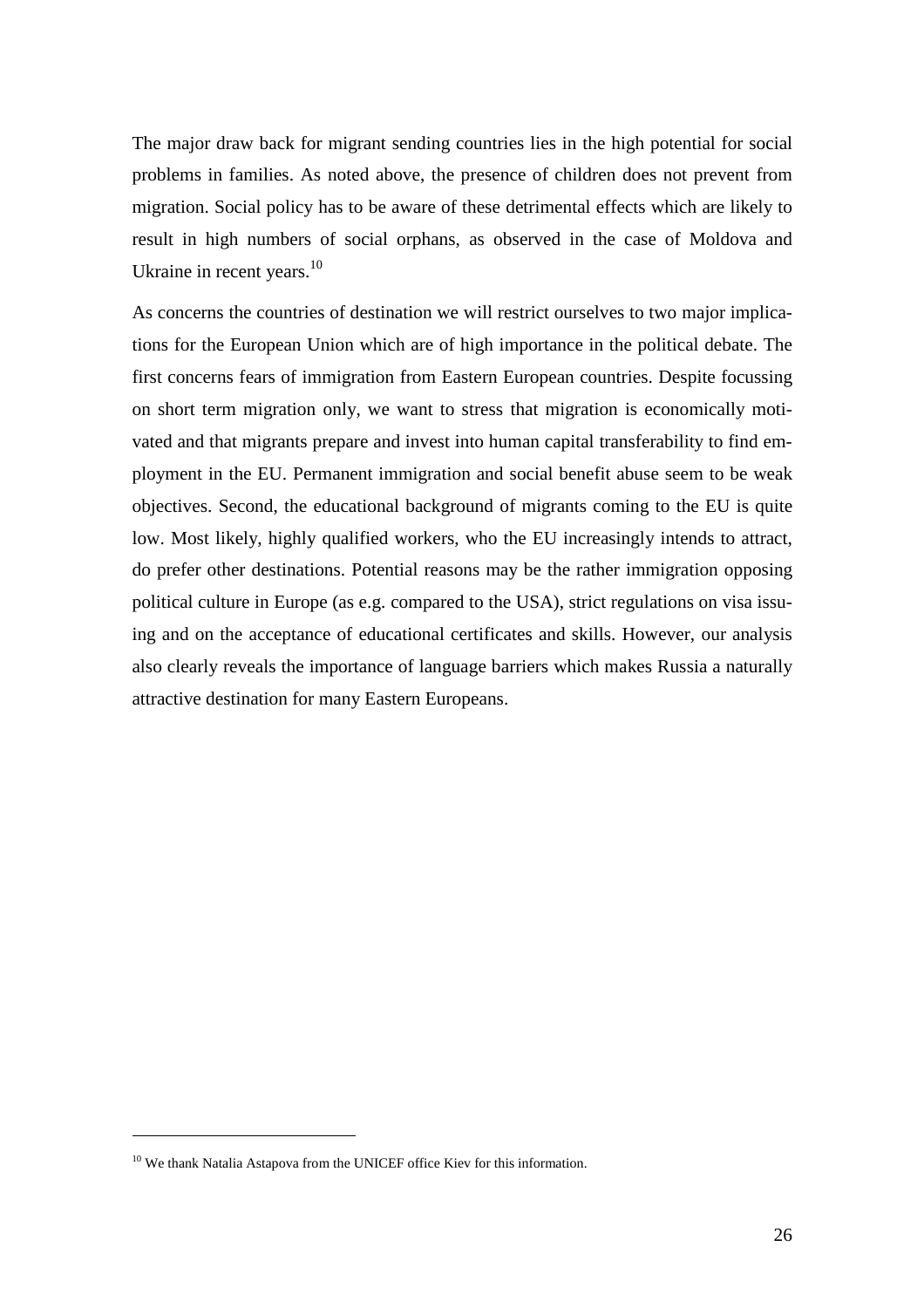The major draw back for migrant sending countries lies in the high potential for social problems in families. As noted above, the presence of children does not prevent from migration. Social policy has to be aware of these detrimental effects which are likely to result in high numbers of social orphans, as observed in the case of Moldova and Ukraine in recent years.[10]

As concerns the countries of destination we will restrict ourselves to two major implications for the European Union which are of high importance in the political debate. The first concerns fears of immigration from Eastern European countries. Despite focussing on short term migration only, we want to stress that migration is economically motivated and that migrants prepare and invest into human capital transferability to find employment in the EU. Permanent immigration and social benefit abuse seem to be weak objectives. Second, the educational background of migrants coming to the EU is quite low. Most likely, highly qualified workers, who the EU increasingly intends to attract, do prefer other destinations. Potential reasons may be the rather immigration opposing political culture in Europe (as e.g. compared to the USA), strict regulations on visa issuing and on the acceptance of educational certificates and skills. However, our analysis also clearly reveals the importance of language barriers which makes Russia a naturally attractive destination for many Eastern Europeans.

[10] We thank Natalia Astapova from the UNICEF office Kiev for this information.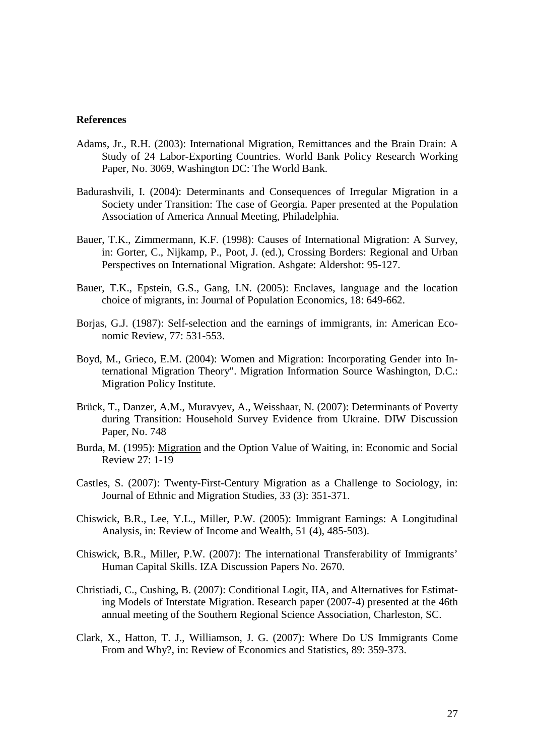**References**

Adams, Jr., R.H. (2003): International Migration, Remittances and the Brain Drain: A Study of 24 Labor-Exporting Countries. World Bank Policy Research Working Paper, No. 3069, Washington DC: The World Bank.

Badurashvili, I. (2004): Determinants and Consequences of Irregular Migration in a Society under Transition: The case of Georgia. Paper presented at the Population Association of America Annual Meeting, Philadelphia.

Bauer, T.K., Zimmermann, K.F. (1998): Causes of International Migration: A Survey, in: Gorter, C., Nijkamp, P., Poot, J. (ed.), Crossing Borders: Regional and Urban Perspectives on International Migration. Ashgate: Aldershot: 95-127.

Bauer, T.K., Epstein, G.S., Gang, I.N. (2005): Enclaves, language and the location choice of migrants, in: Journal of Population Economics, 18: 649-662.

Borjas, G.J. (1987): Self-selection and the earnings of immigrants, in: American Economic Review, 77: 531-553.

Boyd, M., Grieco, E.M. (2004): Women and Migration: Incorporating Gender into International Migration Theory". Migration Information Source Washington, D.C.: Migration Policy Institute.

Brück, T., Danzer, A.M., Muravyev, A., Weisshaar, N. (2007): Determinants of Poverty during Transition: Household Survey Evidence from Ukraine. DIW Discussion Paper, No. 748

Burda, M. (1995): Migration and the Option Value of Waiting, in: Economic and Social Review 27: 1-19

Castles, S. (2007): Twenty-First-Century Migration as a Challenge to Sociology, in: Journal of Ethnic and Migration Studies, 33 (3): 351-371.

Chiswick, B.R., Lee, Y.L., Miller, P.W. (2005): Immigrant Earnings: A Longitudinal Analysis, in: Review of Income and Wealth, 51 (4), 485-503).

Chiswick, B.R., Miller, P.W. (2007): The international Transferability of Immigrants' Human Capital Skills. IZA Discussion Papers No. 2670.

Christiadi, C., Cushing, B. (2007): Conditional Logit, IIA, and Alternatives for Estimating Models of Interstate Migration. Research paper (2007-4) presented at the 46th annual meeting of the Southern Regional Science Association, Charleston, SC.

Clark, X., Hatton, T. J., Williamson, J. G. (2007): Where Do US Immigrants Come From and Why?, in: Review of Economics and Statistics, 89: 359-373.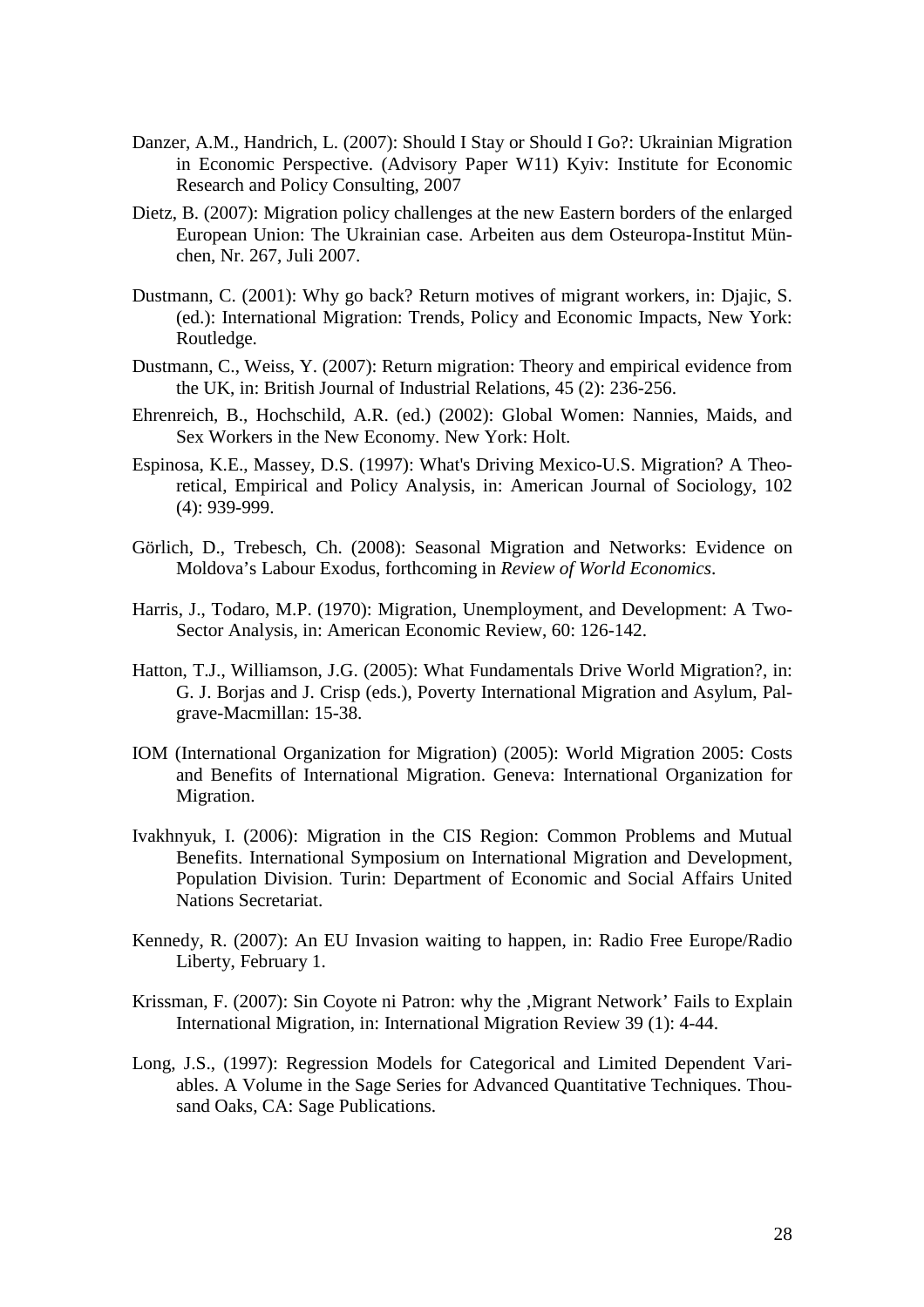Danzer, A.M., Handrich, L. (2007): Should I Stay or Should I Go?: Ukrainian Migration in Economic Perspective. (Advisory Paper W11) Kyiv: Institute for Economic Research and Policy Consulting, 2007

Dietz, B. (2007): Migration policy challenges at the new Eastern borders of the enlarged European Union: The Ukrainian case. Arbeiten aus dem Osteuropa-Institut München, Nr. 267, Juli 2007.

Dustmann, C. (2001): Why go back? Return motives of migrant workers, in: Djajic, S. (ed.): International Migration: Trends, Policy and Economic Impacts, New York: Routledge.

Dustmann, C., Weiss, Y. (2007): Return migration: Theory and empirical evidence from the UK, in: British Journal of Industrial Relations, 45 (2): 236-256.

Ehrenreich, B., Hochschild, A.R. (ed.) (2002): Global Women: Nannies, Maids, and Sex Workers in the New Economy. New York: Holt.

Espinosa, K.E., Massey, D.S. (1997): What's Driving Mexico-U.S. Migration? A Theoretical, Empirical and Policy Analysis, in: American Journal of Sociology, 102 (4): 939-999.

Görlich, D., Trebesch, Ch. (2008): Seasonal Migration and Networks: Evidence on Moldova's Labour Exodus, forthcoming in *Review of World Economics*.

Harris, J., Todaro, M.P. (1970): Migration, Unemployment, and Development: A Two-Sector Analysis, in: American Economic Review, 60: 126-142.

Hatton, T.J., Williamson, J.G. (2005): What Fundamentals Drive World Migration?, in: G. J. Borjas and J. Crisp (eds.), Poverty International Migration and Asylum, Palgrave-Macmillan: 15-38.

IOM (International Organization for Migration) (2005): World Migration 2005: Costs and Benefits of International Migration. Geneva: International Organization for Migration.

Ivakhnyuk, I. (2006): Migration in the CIS Region: Common Problems and Mutual Benefits. International Symposium on International Migration and Development, Population Division. Turin: Department of Economic and Social Affairs United Nations Secretariat.

Kennedy, R. (2007): An EU Invasion waiting to happen, in: Radio Free Europe/Radio Liberty, February 1.

Krissman, F. (2007): Sin Coyote ni Patron: why the ‚Migrant Network' Fails to Explain International Migration, in: International Migration Review 39 (1): 4-44.

Long, J.S., (1997): Regression Models for Categorical and Limited Dependent Variables. A Volume in the Sage Series for Advanced Quantitative Techniques. Thousand Oaks, CA: Sage Publications.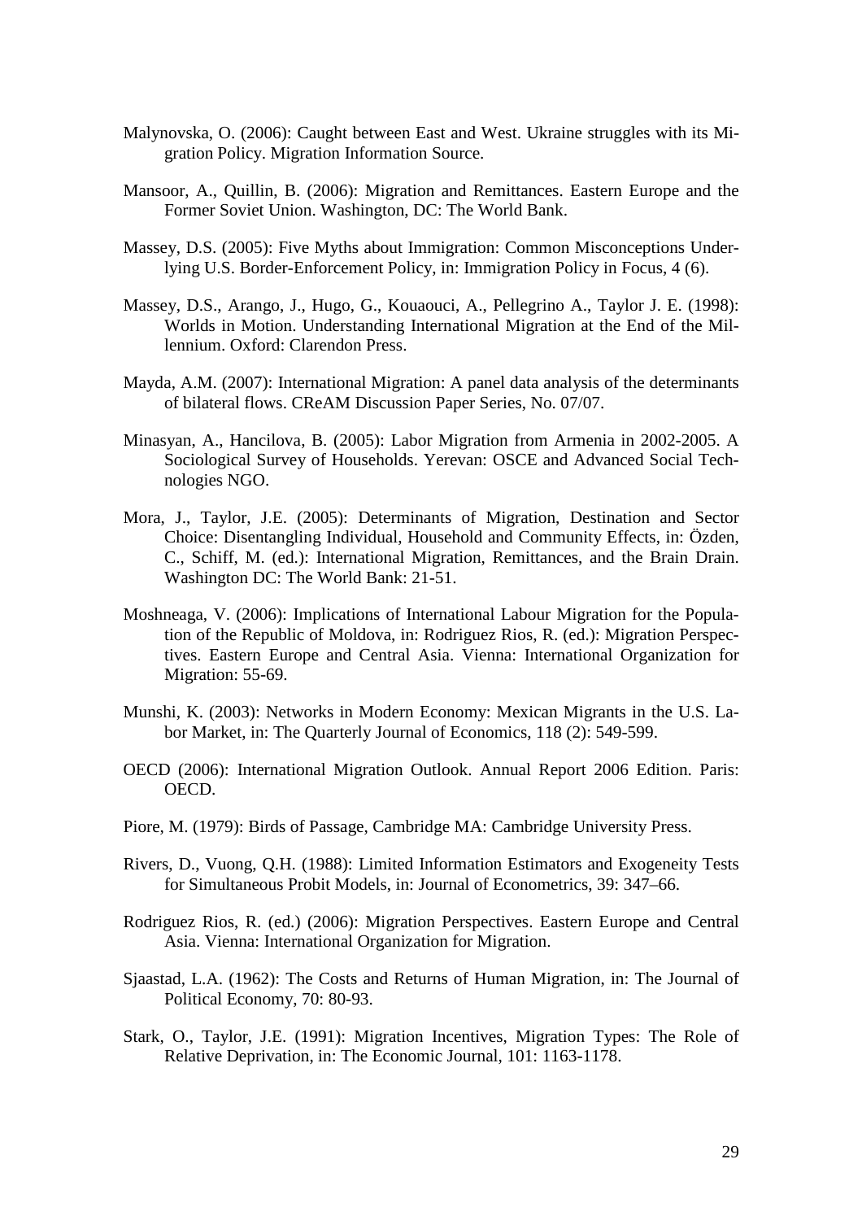Malynovska, O. (2006): Caught between East and West. Ukraine struggles with its Migration Policy. Migration Information Source.

Mansoor, A., Quillin, B. (2006): Migration and Remittances. Eastern Europe and the Former Soviet Union. Washington, DC: The World Bank.

Massey, D.S. (2005): Five Myths about Immigration: Common Misconceptions Underlying U.S. Border-Enforcement Policy, in: Immigration Policy in Focus, 4 (6).

Massey, D.S., Arango, J., Hugo, G., Kouaouci, A., Pellegrino A., Taylor J. E. (1998): Worlds in Motion. Understanding International Migration at the End of the Millennium. Oxford: Clarendon Press.

Mayda, A.M. (2007): International Migration: A panel data analysis of the determinants of bilateral flows. CReAM Discussion Paper Series, No. 07/07.

Minasyan, A., Hancilova, B. (2005): Labor Migration from Armenia in 2002-2005. A Sociological Survey of Households. Yerevan: OSCE and Advanced Social Technologies NGO.

Mora, J., Taylor, J.E. (2005): Determinants of Migration, Destination and Sector Choice: Disentangling Individual, Household and Community Effects, in: Özden, C., Schiff, M. (ed.): International Migration, Remittances, and the Brain Drain. Washington DC: The World Bank: 21-51.

Moshneaga, V. (2006): Implications of International Labour Migration for the Population of the Republic of Moldova, in: Rodriguez Rios, R. (ed.): Migration Perspectives. Eastern Europe and Central Asia. Vienna: International Organization for Migration: 55-69.

Munshi, K. (2003): Networks in Modern Economy: Mexican Migrants in the U.S. Labor Market, in: The Quarterly Journal of Economics, 118 (2): 549-599.

OECD (2006): International Migration Outlook. Annual Report 2006 Edition. Paris: OECD.

Piore, M. (1979): Birds of Passage, Cambridge MA: Cambridge University Press.

Rivers, D., Vuong, Q.H. (1988): Limited Information Estimators and Exogeneity Tests for Simultaneous Probit Models, in: Journal of Econometrics, 39: 347–66.

Rodriguez Rios, R. (ed.) (2006): Migration Perspectives. Eastern Europe and Central Asia. Vienna: International Organization for Migration.

Sjaastad, L.A. (1962): The Costs and Returns of Human Migration, in: The Journal of Political Economy, 70: 80-93.

Stark, O., Taylor, J.E. (1991): Migration Incentives, Migration Types: The Role of Relative Deprivation, in: The Economic Journal, 101: 1163-1178.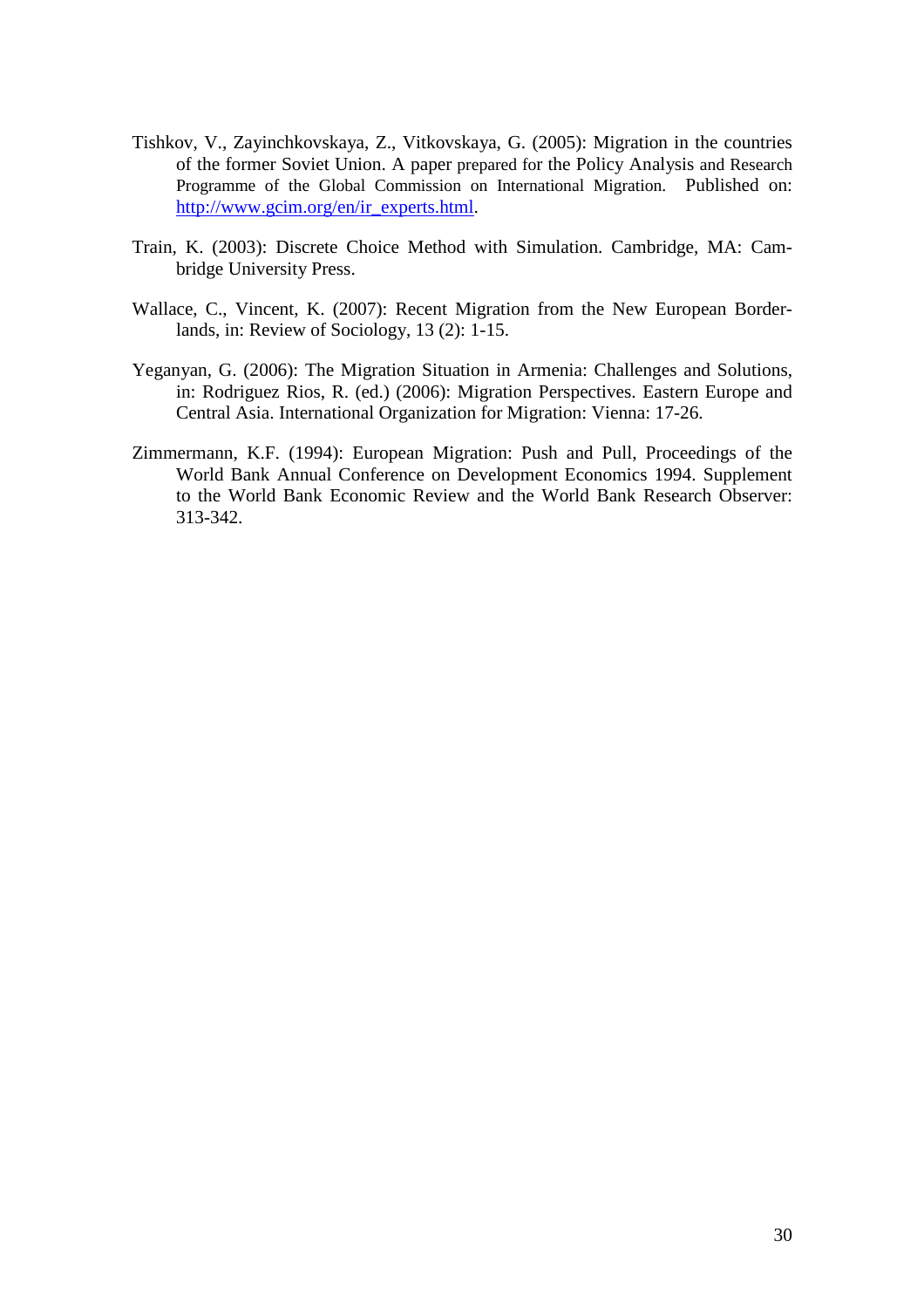Tishkov, V., Zayinchkovskaya, Z., Vitkovskaya, G. (2005): Migration in the countries of the former Soviet Union. A paper prepared for the Policy Analysis and Research Programme of the Global Commission on International Migration. Published on: http://www.gcim.org/en/ir_experts.html.

Train, K. (2003): Discrete Choice Method with Simulation. Cambridge, MA: Cambridge University Press.

Wallace, C., Vincent, K. (2007): Recent Migration from the New European Borderlands, in: Review of Sociology, 13 (2): 1-15.

Yeganyan, G. (2006): The Migration Situation in Armenia: Challenges and Solutions, in: Rodriguez Rios, R. (ed.) (2006): Migration Perspectives. Eastern Europe and Central Asia. International Organization for Migration: Vienna: 17-26.

Zimmermann, K.F. (1994): European Migration: Push and Pull, Proceedings of the World Bank Annual Conference on Development Economics 1994. Supplement to the World Bank Economic Review and the World Bank Research Observer: 313-342.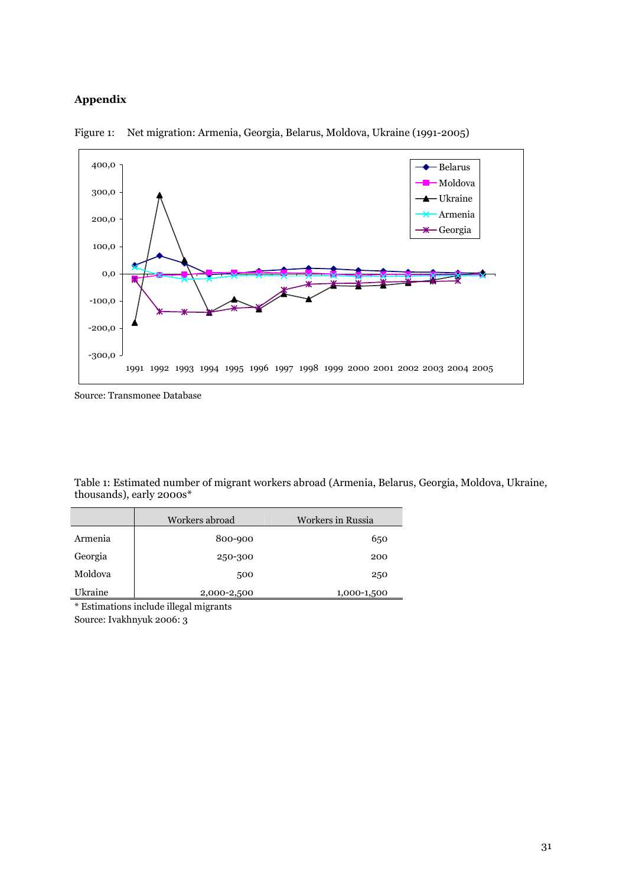## Appendix

Figure 1: Net migration: Armenia, Georgia, Belarus, Moldova, Ukraine (1991-2005)

Source: Transmonee Database

Table 1: Estimated number of migrant workers abroad (Armenia, Belarus, Georgia, Moldova, Ukraine, thousands), early 2000s*

| | Workers abroad | Workers in Russia |
|---|---|---|
| Armenia | 800-900 | 650 |
| Georgia | 250-300 | 200 |
| Moldova | 500 | 250 |
| Ukraine | 2,000-2,500 | 1,000-1,500 |

* Estimations include illegal migrants

Source: Ivakhnyuk 2006: 3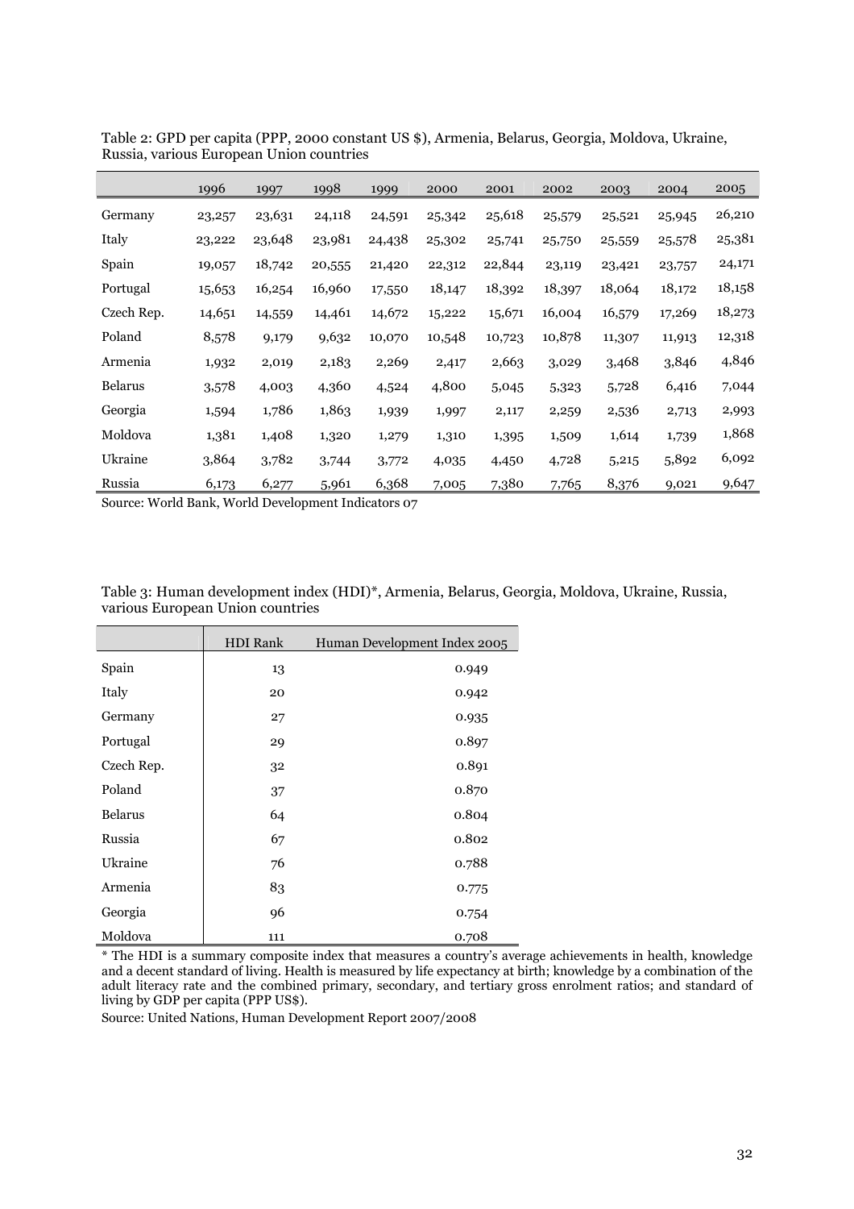Table 2: GPD per capita (PPP, 2000 constant US $), Armenia, Belarus, Georgia, Moldova, Ukraine, Russia, various European Union countries

| | 1996 | 1997 | 1998 | 1999 | 2000 | 2001 | 2002 | 2003 | 2004 | 2005 |
|---|---|---|---|---|---|---|---|---|---|---|
| Germany | 23,257 | 23,631 | 24,118 | 24,591 | 25,342 | 25,618 | 25,579 | 25,521 | 25,945 | 26,210 |
| Italy | 23,222 | 23,648 | 23,981 | 24,438 | 25,302 | 25,741 | 25,750 | 25,559 | 25,578 | 25,381 |
| Spain | 19,057 | 18,742 | 20,555 | 21,420 | 22,312 | 22,844 | 23,119 | 23,421 | 23,757 | 24,171 |
| Portugal | 15,653 | 16,254 | 16,960 | 17,550 | 18,147 | 18,392 | 18,397 | 18,064 | 18,172 | 18,158 |
| Czech Rep. | 14,651 | 14,559 | 14,461 | 14,672 | 15,222 | 15,671 | 16,004 | 16,579 | 17,269 | 18,273 |
| Poland | 8,578 | 9,179 | 9,632 | 10,070 | 10,548 | 10,723 | 10,878 | 11,307 | 11,913 | 12,318 |
| Armenia | 1,932 | 2,019 | 2,183 | 2,269 | 2,417 | 2,663 | 3,029 | 3,468 | 3,846 | 4,846 |
| Belarus | 3,578 | 4,003 | 4,360 | 4,524 | 4,800 | 5,045 | 5,323 | 5,728 | 6,416 | 7,044 |
| Georgia | 1,594 | 1,786 | 1,863 | 1,939 | 1,997 | 2,117 | 2,259 | 2,536 | 2,713 | 2,993 |
| Moldova | 1,381 | 1,408 | 1,320 | 1,279 | 1,310 | 1,395 | 1,509 | 1,614 | 1,739 | 1,868 |
| Ukraine | 3,864 | 3,782 | 3,744 | 3,772 | 4,035 | 4,450 | 4,728 | 5,215 | 5,892 | 6,092 |
| Russia | 6,173 | 6,277 | 5,961 | 6,368 | 7,005 | 7,380 | 7,765 | 8,376 | 9,021 | 9,647 |

Source: World Bank, World Development Indicators 07

Table 3: Human development index (HDI)*, Armenia, Belarus, Georgia, Moldova, Ukraine, Russia, various European Union countries

| | HDI Rank | Human Development Index 2005 |
|---|---|---|
| Spain | 13 | 0.949 |
| Italy | 20 | 0.942 |
| Germany | 27 | 0.935 |
| Portugal | 29 | 0.897 |
| Czech Rep. | 32 | 0.891 |
| Poland | 37 | 0.870 |
| Belarus | 64 | 0.804 |
| Russia | 67 | 0.802 |
| Ukraine | 76 | 0.788 |
| Armenia | 83 | 0.775 |
| Georgia | 96 | 0.754 |
| Moldova | 111 | 0.708 |

* The HDI is a summary composite index that measures a country's average achievements in health, knowledge and a decent standard of living. Health is measured by life expectancy at birth; knowledge by a combination of the adult literacy rate and the combined primary, secondary, and tertiary gross enrolment ratios; and standard of living by GDP per capita (PPP US$).

Source: United Nations, Human Development Report 2007/2008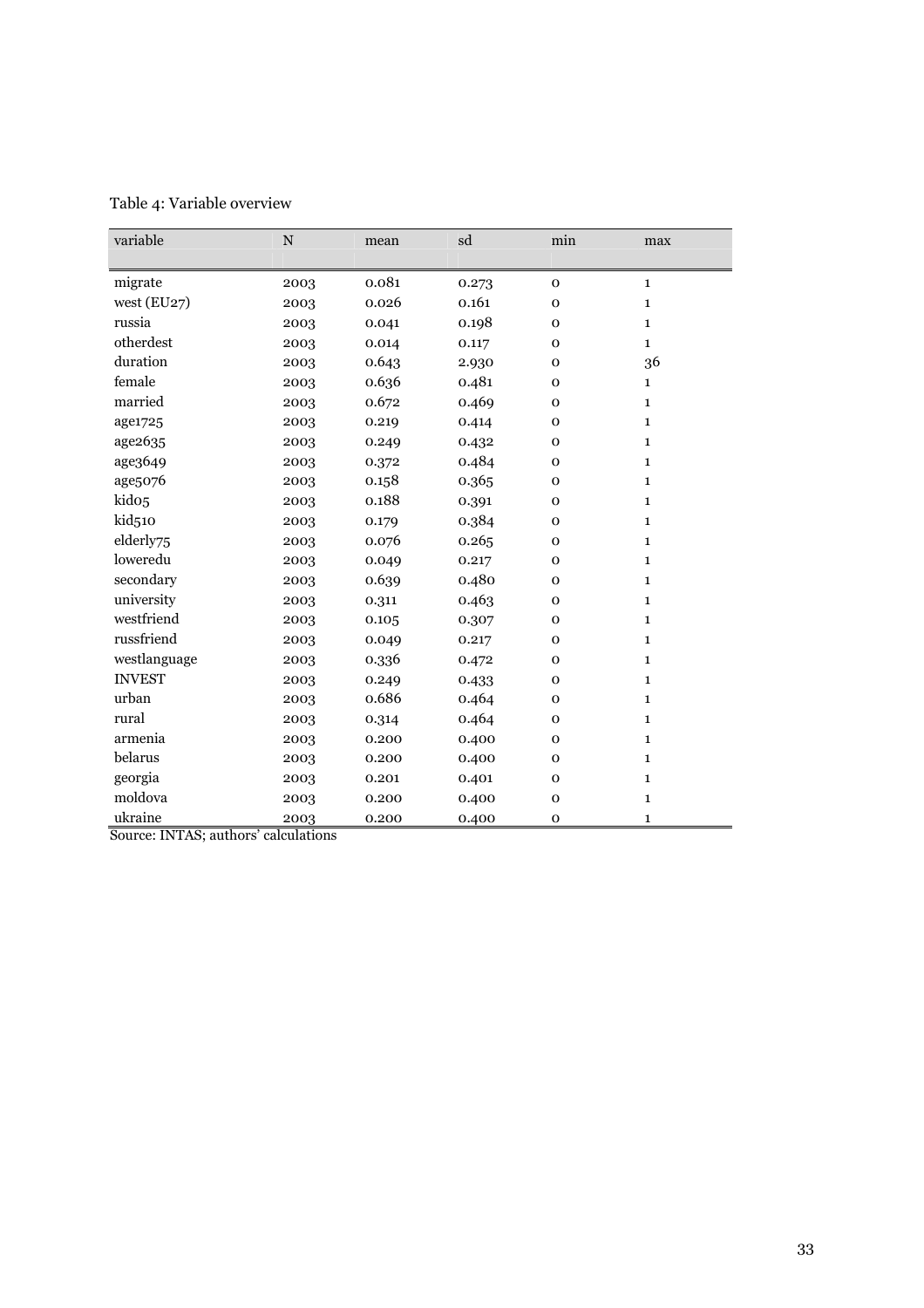Table 4: Variable overview

| variable | N | mean | sd | min | max |
|---|---|---|---|---|---|
| migrate | 2003 | 0.081 | 0.273 | 0 | 1 |
| west (EU27) | 2003 | 0.026 | 0.161 | 0 | 1 |
| russia | 2003 | 0.041 | 0.198 | 0 | 1 |
| otherdest | 2003 | 0.014 | 0.117 | 0 | 1 |
| duration | 2003 | 0.643 | 2.930 | 0 | 36 |
| female | 2003 | 0.636 | 0.481 | 0 | 1 |
| married | 2003 | 0.672 | 0.469 | 0 | 1 |
| age1725 | 2003 | 0.219 | 0.414 | 0 | 1 |
| age2635 | 2003 | 0.249 | 0.432 | 0 | 1 |
| age3649 | 2003 | 0.372 | 0.484 | 0 | 1 |
| age5076 | 2003 | 0.158 | 0.365 | 0 | 1 |
| kid05 | 2003 | 0.188 | 0.391 | 0 | 1 |
| kid510 | 2003 | 0.179 | 0.384 | 0 | 1 |
| elderly75 | 2003 | 0.076 | 0.265 | 0 | 1 |
| loweredu | 2003 | 0.049 | 0.217 | 0 | 1 |
| secondary | 2003 | 0.639 | 0.480 | 0 | 1 |
| university | 2003 | 0.311 | 0.463 | 0 | 1 |
| westfriend | 2003 | 0.105 | 0.307 | 0 | 1 |
| russfriend | 2003 | 0.049 | 0.217 | 0 | 1 |
| westlanguage | 2003 | 0.336 | 0.472 | 0 | 1 |
| INVEST | 2003 | 0.249 | 0.433 | 0 | 1 |
| urban | 2003 | 0.686 | 0.464 | 0 | 1 |
| rural | 2003 | 0.314 | 0.464 | 0 | 1 |
| armenia | 2003 | 0.200 | 0.400 | 0 | 1 |
| belarus | 2003 | 0.200 | 0.400 | 0 | 1 |
| georgia | 2003 | 0.201 | 0.401 | 0 | 1 |
| moldova | 2003 | 0.200 | 0.400 | 0 | 1 |
| ukraine | 2003 | 0.200 | 0.400 | 0 | 1 |

Source: INTAS; authors' calculations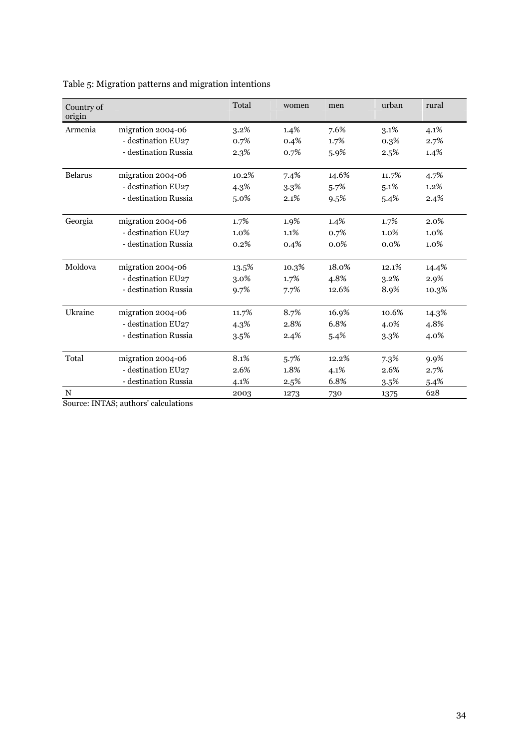Table 5: Migration patterns and migration intentions

| Country of origin | | Total | women | men | urban | rural |
|---|---|---|---|---|---|---|
| Armenia | migration 2004-06 | 3.2% | 1.4% | 7.6% | 3.1% | 4.1% |
| | - destination EU27 | 0.7% | 0.4% | 1.7% | 0.3% | 2.7% |
| | - destination Russia | 2.3% | 0.7% | 5.9% | 2.5% | 1.4% |
| Belarus | migration 2004-06 | 10.2% | 7.4% | 14.6% | 11.7% | 4.7% |
| | - destination EU27 | 4.3% | 3.3% | 5.7% | 5.1% | 1.2% |
| | - destination Russia | 5.0% | 2.1% | 9.5% | 5.4% | 2.4% |
| Georgia | migration 2004-06 | 1.7% | 1.9% | 1.4% | 1.7% | 2.0% |
| | - destination EU27 | 1.0% | 1.1% | 0.7% | 1.0% | 1.0% |
| | - destination Russia | 0.2% | 0.4% | 0.0% | 0.0% | 1.0% |
| Moldova | migration 2004-06 | 13.5% | 10.3% | 18.0% | 12.1% | 14.4% |
| | - destination EU27 | 3.0% | 1.7% | 4.8% | 3.2% | 2.9% |
| | - destination Russia | 9.7% | 7.7% | 12.6% | 8.9% | 10.3% |
| Ukraine | migration 2004-06 | 11.7% | 8.7% | 16.9% | 10.6% | 14.3% |
| | - destination EU27 | 4.3% | 2.8% | 6.8% | 4.0% | 4.8% |
| | - destination Russia | 3.5% | 2.4% | 5.4% | 3.3% | 4.0% |
| Total | migration 2004-06 | 8.1% | 5.7% | 12.2% | 7.3% | 9.9% |
| | - destination EU27 | 2.6% | 1.8% | 4.1% | 2.6% | 2.7% |
| | - destination Russia | 4.1% | 2.5% | 6.8% | 3.5% | 5.4% |
| N | | 2003 | 1273 | 730 | 1375 | 628 |

Source: INTAS; authors' calculations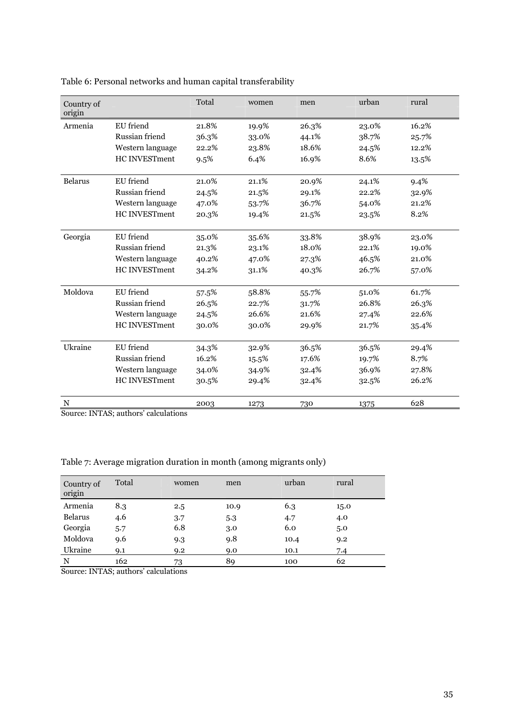Table 6: Personal networks and human capital transferability

| Country of origin | | Total | women | men | urban | rural |
|---|---|---|---|---|---|---|
| Armenia | EU friend | 21.8% | 19.9% | 26.3% | 23.0% | 16.2% |
| | Russian friend | 36.3% | 33.0% | 44.1% | 38.7% | 25.7% |
| | Western language | 22.2% | 23.8% | 18.6% | 24.5% | 12.2% |
| | HC INVESTment | 9.5% | 6.4% | 16.9% | 8.6% | 13.5% |
| Belarus | EU friend | 21.0% | 21.1% | 20.9% | 24.1% | 9.4% |
| | Russian friend | 24.5% | 21.5% | 29.1% | 22.2% | 32.9% |
| | Western language | 47.0% | 53.7% | 36.7% | 54.0% | 21.2% |
| | HC INVESTment | 20.3% | 19.4% | 21.5% | 23.5% | 8.2% |
| Georgia | EU friend | 35.0% | 35.6% | 33.8% | 38.9% | 23.0% |
| | Russian friend | 21.3% | 23.1% | 18.0% | 22.1% | 19.0% |
| | Western language | 40.2% | 47.0% | 27.3% | 46.5% | 21.0% |
| | HC INVESTment | 34.2% | 31.1% | 40.3% | 26.7% | 57.0% |
| Moldova | EU friend | 57.5% | 58.8% | 55.7% | 51.0% | 61.7% |
| | Russian friend | 26.5% | 22.7% | 31.7% | 26.8% | 26.3% |
| | Western language | 24.5% | 26.6% | 21.6% | 27.4% | 22.6% |
| | HC INVESTment | 30.0% | 30.0% | 29.9% | 21.7% | 35.4% |
| Ukraine | EU friend | 34.3% | 32.9% | 36.5% | 36.5% | 29.4% |
| | Russian friend | 16.2% | 15.5% | 17.6% | 19.7% | 8.7% |
| | Western language | 34.0% | 34.9% | 32.4% | 36.9% | 27.8% |
| | HC INVESTment | 30.5% | 29.4% | 32.4% | 32.5% | 26.2% |
| N | | 2003 | 1273 | 730 | 1375 | 628 |

Source: INTAS; authors' calculations

Table 7: Average migration duration in month (among migrants only)

| Country of origin | Total | women | men | urban | rural |
|---|---|---|---|---|---|
| Armenia | 8.3 | 2.5 | 10.9 | 6.3 | 15.0 |
| Belarus | 4.6 | 3.7 | 5.3 | 4.7 | 4.0 |
| Georgia | 5.7 | 6.8 | 3.0 | 6.0 | 5.0 |
| Moldova | 9.6 | 9.3 | 9.8 | 10.4 | 9.2 |
| Ukraine | 9.1 | 9.2 | 9.0 | 10.1 | 7.4 |
| N | 162 | 73 | 89 | 100 | 62 |

Source: INTAS; authors' calculations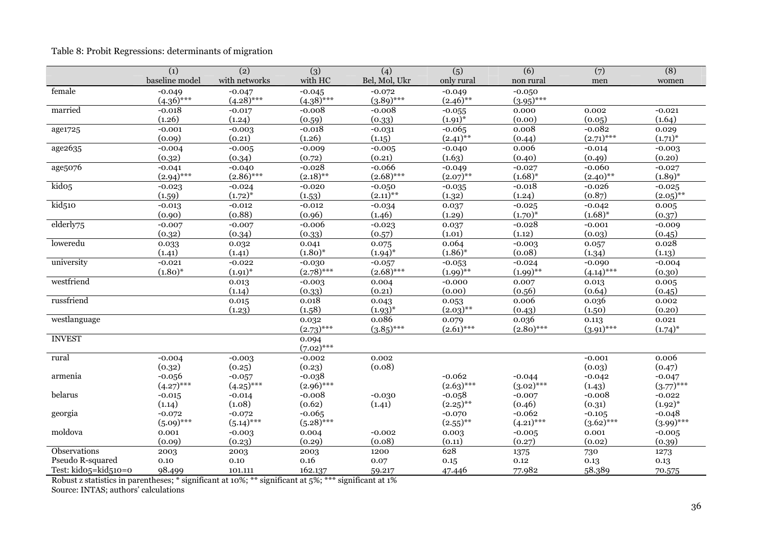Table 8: Probit Regressions: determinants of migration

| | (1) baseline model | (2) with networks | (3) with HC | (4) Bel, Mol, Ukr | (5) only rural | (6) non rural | (7) men | (8) women |
|---|---|---|---|---|---|---|---|---|
| female | -0.049 | -0.047 | -0.045 | -0.072 | -0.049 | -0.050 | | |
| | (4.36)*** | (4.28)*** | (4.38)*** | (3.89)*** | (2.46)** | (3.95)*** | | |
| married | -0.018 | -0.017 | -0.008 | -0.008 | -0.055 | 0.000 | 0.002 | -0.021 |
| | (1.26) | (1.24) | (0.59) | (0.33) | (1.91)* | (0.00) | (0.05) | (1.64) |
| age1725 | -0.001 | -0.003 | -0.018 | -0.031 | -0.065 | 0.008 | -0.082 | 0.029 |
| | (0.09) | (0.21) | (1.26) | (1.15) | (2.41)** | (0.44) | (2.71)*** | (1.71)* |
| age2635 | -0.004 | -0.005 | -0.009 | -0.005 | -0.040 | 0.006 | -0.014 | -0.003 |
| | (0.32) | (0.34) | (0.72) | (0.21) | (1.63) | (0.40) | (0.49) | (0.20) |
| age5076 | -0.041 | -0.040 | -0.028 | -0.066 | -0.049 | -0.027 | -0.060 | -0.027 |
| | (2.94)*** | (2.86)*** | (2.18)** | (2.68)*** | (2.07)** | (1.68)* | (2.40)** | (1.89)* |
| kid05 | -0.023 | -0.024 | -0.020 | -0.050 | -0.035 | -0.018 | -0.026 | -0.025 |
| | (1.59) | (1.72)* | (1.53) | (2.11)** | (1.32) | (1.24) | (0.87) | (2.05)** |
| kid510 | -0.013 | -0.012 | -0.012 | -0.034 | 0.037 | -0.025 | -0.042 | 0.005 |
| | (0.90) | (0.88) | (0.96) | (1.46) | (1.29) | (1.70)* | (1.68)* | (0.37) |
| elderly75 | -0.007 | -0.007 | -0.006 | -0.023 | 0.037 | -0.028 | -0.001 | -0.009 |
| | (0.32) | (0.34) | (0.33) | (0.57) | (1.01) | (1.12) | (0.03) | (0.45) |
| loweredu | 0.033 | 0.032 | 0.041 | 0.075 | 0.064 | -0.003 | 0.057 | 0.028 |
| | (1.41) | (1.41) | (1.80)* | (1.94)* | (1.86)* | (0.08) | (1.34) | (1.13) |
| university | -0.021 | -0.022 | -0.030 | -0.057 | -0.053 | -0.024 | -0.090 | -0.004 |
| | (1.80)* | (1.91)* | (2.78)*** | (2.68)*** | (1.99)** | (1.99)** | (4.14)*** | (0.30) |
| westfriend | | 0.013 | -0.003 | 0.004 | -0.000 | 0.007 | 0.013 | 0.005 |
| | | (1.14) | (0.33) | (0.21) | (0.00) | (0.56) | (0.64) | (0.45) |
| russfriend | | 0.015 | 0.018 | 0.043 | 0.053 | 0.006 | 0.036 | 0.002 |
| | | (1.23) | (1.58) | (1.93)* | (2.03)** | (0.43) | (1.50) | (0.20) |
| westlanguage | | | 0.032 | 0.086 | 0.079 | 0.036 | 0.113 | 0.021 |
| | | | (2.73)*** | (3.85)*** | (2.61)*** | (2.80)*** | (3.91)*** | (1.74)* |
| INVEST | | | 0.094 | | | | | |
| | | | (7.02)*** | | | | | |
| rural | -0.004 | -0.003 | -0.002 | 0.002 | | | -0.001 | 0.006 |
| | (0.32) | (0.25) | (0.23) | (0.08) | | | (0.03) | (0.47) |
| armenia | -0.056 | -0.057 | -0.038 | | -0.062 | -0.044 | -0.042 | -0.047 |
| | (4.27)*** | (4.25)*** | (2.96)*** | | (2.63)*** | (3.02)*** | (1.43) | (3.77)*** |
| belarus | -0.015 | -0.014 | -0.008 | -0.030 | -0.058 | -0.007 | -0.008 | -0.022 |
| | (1.14) | (1.08) | (0.62) | (1.41) | (2.25)** | (0.46) | (0.31) | (1.92)* |
| georgia | -0.072 | -0.072 | -0.065 | | -0.070 | -0.062 | -0.105 | -0.048 |
| | (5.09)*** | (5.14)*** | (5.28)*** | | (2.55)** | (4.21)*** | (3.62)*** | (3.99)*** |
| moldova | 0.001 | -0.003 | 0.004 | -0.002 | 0.003 | -0.005 | 0.001 | -0.005 |
| | (0.09) | (0.23) | (0.29) | (0.08) | (0.11) | (0.27) | (0.02) | (0.39) |
| Observations | 2003 | 2003 | 2003 | 1200 | 628 | 1375 | 730 | 1273 |
| Pseudo R-squared | 0.10 | 0.10 | 0.16 | 0.07 | 0.15 | 0.12 | 0.13 | 0.13 |
| Test: kid05=kid510=0 | 98.499 | 101.111 | 162.137 | 59.217 | 47.446 | 77.982 | 58.389 | 70.575 |

Robust z statistics in parentheses; * significant at 10%; ** significant at 5%; *** significant at 1%

Source: INTAS; authors' calculations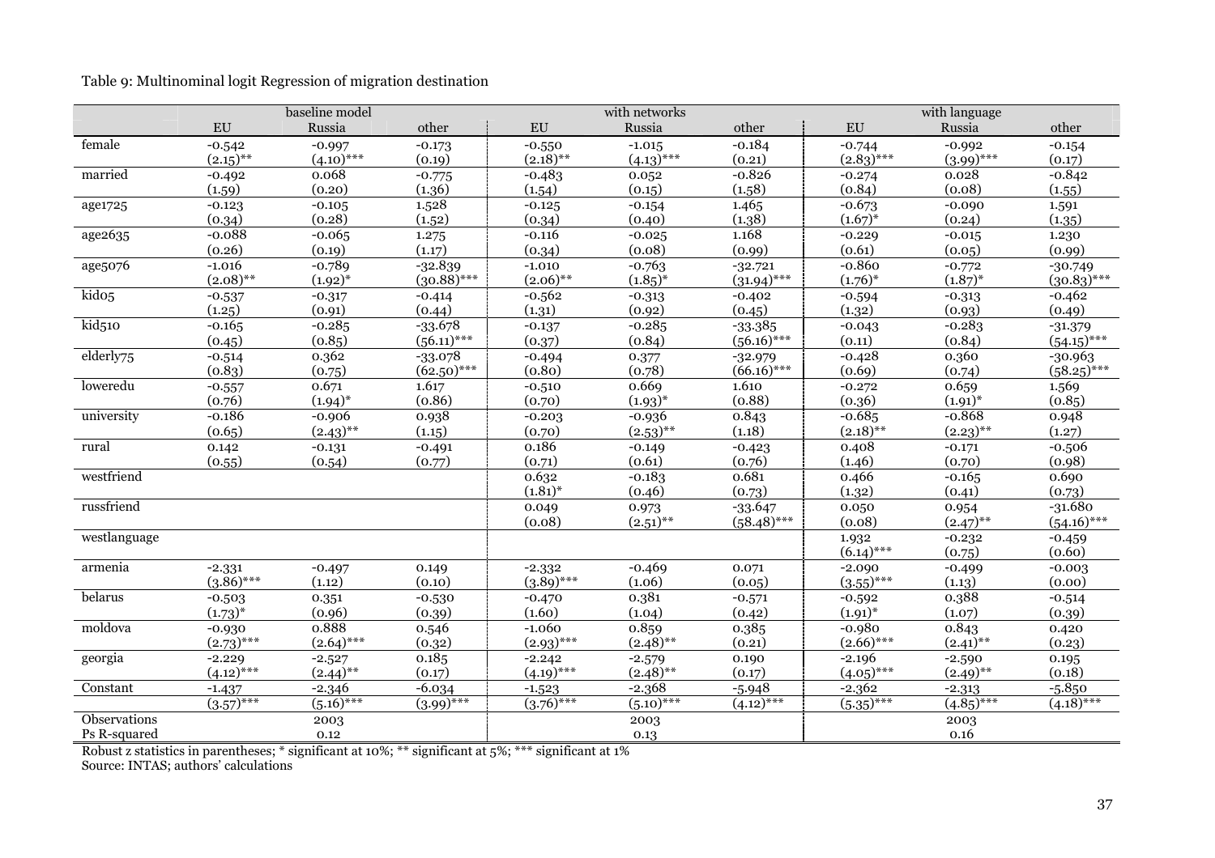Table 9: Multinominal logit Regression of migration destination

| | baseline model | | | with networks | | | with language | | |
|---|---|---|---|---|---|---|---|---|---|
| | EU | Russia | other | EU | Russia | other | EU | Russia | other |
| female | -0.542 | -0.997 | -0.173 | -0.550 | -1.015 | -0.184 | -0.744 | -0.992 | -0.154 |
| | (2.15)** | (4.10)*** | (0.19) | (2.18)** | (4.13)*** | (0.21) | (2.83)*** | (3.99)*** | (0.17) |
| married | -0.492 | 0.068 | -0.775 | -0.483 | 0.052 | -0.826 | -0.274 | 0.028 | -0.842 |
| | (1.59) | (0.20) | (1.36) | (1.54) | (0.15) | (1.58) | (0.84) | (0.08) | (1.55) |
| age1725 | -0.123 | -0.105 | 1.528 | -0.125 | -0.154 | 1.465 | -0.673 | -0.090 | 1.591 |
| | (0.34) | (0.28) | (1.52) | (0.34) | (0.40) | (1.38) | (1.67)* | (0.24) | (1.35) |
| age2635 | -0.088 | -0.065 | 1.275 | -0.116 | -0.025 | 1.168 | -0.229 | -0.015 | 1.230 |
| | (0.26) | (0.19) | (1.17) | (0.34) | (0.08) | (0.99) | (0.61) | (0.05) | (0.99) |
| age5076 | -1.016 | -0.789 | -32.839 | -1.010 | -0.763 | -32.721 | -0.860 | -0.772 | -30.749 |
| | (2.08)** | (1.92)* | (30.88)*** | (2.06)** | (1.85)* | (31.94)*** | (1.76)* | (1.87)* | (30.83)*** |
| kid05 | -0.537 | -0.317 | -0.414 | -0.562 | -0.313 | -0.402 | -0.594 | -0.313 | -0.462 |
| | (1.25) | (0.91) | (0.44) | (1.31) | (0.92) | (0.45) | (1.32) | (0.93) | (0.49) |
| kid510 | -0.165 | -0.285 | -33.678 | -0.137 | -0.285 | -33.385 | -0.043 | -0.283 | -31.379 |
| | (0.45) | (0.85) | (56.11)*** | (0.37) | (0.84) | (56.16)*** | (0.11) | (0.84) | (54.15)*** |
| elderly75 | -0.514 | 0.362 | -33.078 | -0.494 | 0.377 | -32.979 | -0.428 | 0.360 | -30.963 |
| | (0.83) | (0.75) | (62.50)*** | (0.80) | (0.78) | (66.16)*** | (0.69) | (0.74) | (58.25)*** |
| loweredu | -0.557 | 0.671 | 1.617 | -0.510 | 0.669 | 1.610 | -0.272 | 0.659 | 1.569 |
| | (0.76) | (1.94)* | (0.86) | (0.70) | (1.93)* | (0.88) | (0.36) | (1.91)* | (0.85) |
| university | -0.186 | -0.906 | 0.938 | -0.203 | -0.936 | 0.843 | -0.685 | -0.868 | 0.948 |
| | (0.65) | (2.43)** | (1.15) | (0.70) | (2.53)** | (1.18) | (2.18)** | (2.23)** | (1.27) |
| rural | 0.142 | -0.131 | -0.491 | 0.186 | -0.149 | -0.423 | 0.408 | -0.171 | -0.506 |
| | (0.55) | (0.54) | (0.77) | (0.71) | (0.61) | (0.76) | (1.46) | (0.70) | (0.98) |
| westfriend | | | | 0.632 | -0.183 | 0.681 | 0.466 | -0.165 | 0.690 |
| | | | | (1.81)* | (0.46) | (0.73) | (1.32) | (0.41) | (0.73) |
| russfriend | | | | 0.049 | 0.973 | -33.647 | 0.050 | 0.954 | -31.680 |
| | | | | (0.08) | (2.51)** | (58.48)*** | (0.08) | (2.47)** | (54.16)*** |
| westlanguage | | | | | | | 1.932 | -0.232 | -0.459 |
| | | | | | | | (6.14)*** | (0.75) | (0.60) |
| armenia | -2.331 | -0.497 | 0.149 | -2.332 | -0.469 | 0.071 | -2.090 | -0.499 | -0.003 |
| | (3.86)*** | (1.12) | (0.10) | (3.89)*** | (1.06) | (0.05) | (3.55)*** | (1.13) | (0.00) |
| belarus | -0.503 | 0.351 | -0.530 | -0.470 | 0.381 | -0.571 | -0.592 | 0.388 | -0.514 |
| | (1.73)* | (0.96) | (0.39) | (1.60) | (1.04) | (0.42) | (1.91)* | (1.07) | (0.39) |
| moldova | -0.930 | 0.888 | 0.546 | -1.060 | 0.859 | 0.385 | -0.980 | 0.843 | 0.420 |
| | (2.73)*** | (2.64)*** | (0.32) | (2.93)*** | (2.48)** | (0.21) | (2.66)*** | (2.41)** | (0.23) |
| georgia | -2.229 | -2.527 | 0.185 | -2.242 | -2.579 | 0.190 | -2.196 | -2.590 | 0.195 |
| | (4.12)*** | (2.44)** | (0.17) | (4.19)*** | (2.48)** | (0.17) | (4.05)*** | (2.49)** | (0.18) |
| Constant | -1.437 | -2.346 | -6.034 | -1.523 | -2.368 | -5.948 | -2.362 | -2.313 | -5.850 |
| | (3.57)*** | (5.16)*** | (3.99)*** | (3.76)*** | (5.10)*** | (4.12)*** | (5.35)*** | (4.85)*** | (4.18)*** |
| Observations | | 2003 | | | 2003 | | | 2003 | |
| Ps R-squared | | 0.12 | | | 0.13 | | | 0.16 | |

Robust z statistics in parentheses; * significant at 10%; ** significant at 5%; *** significant at 1%

Source: INTAS; authors' calculations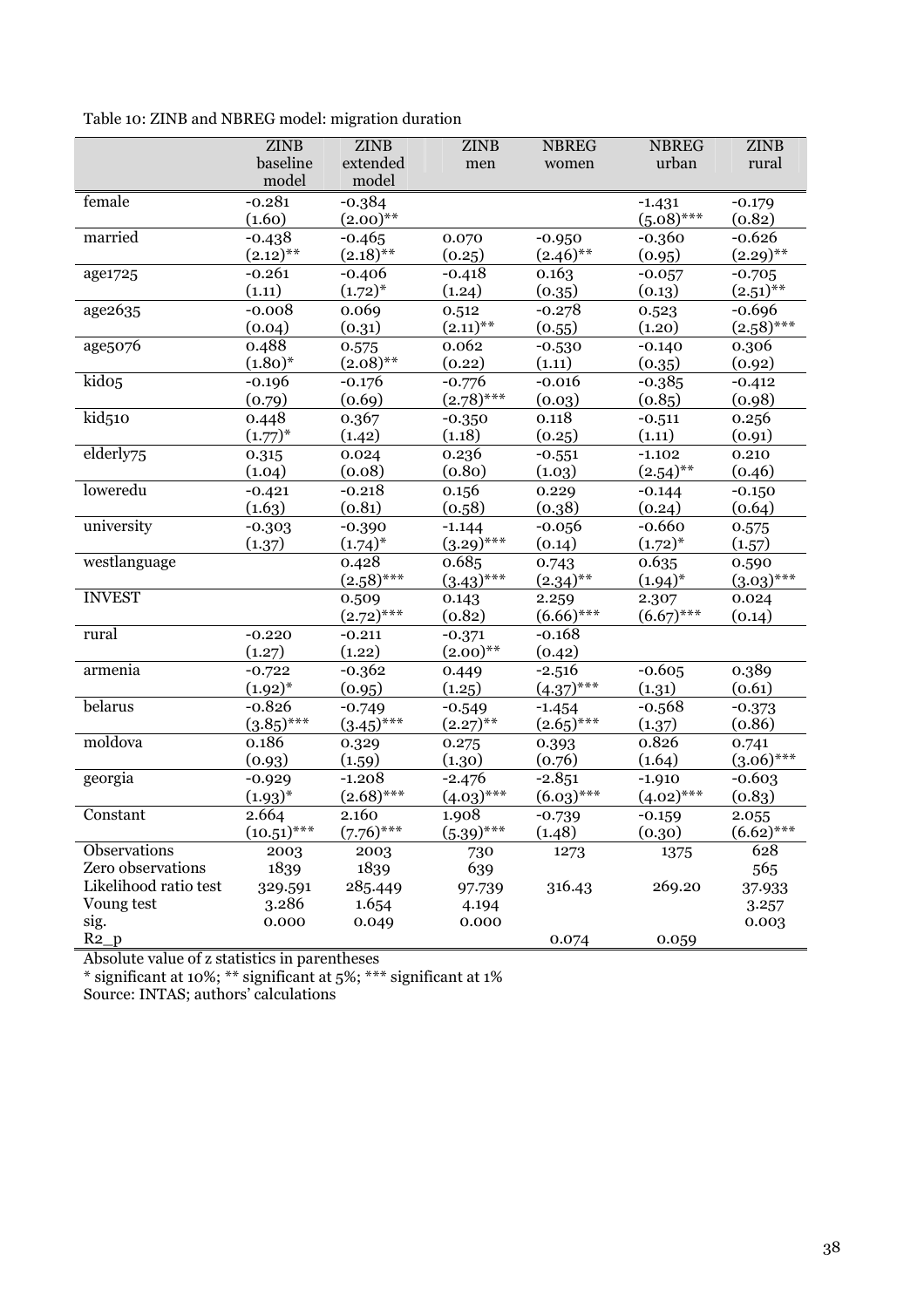Table 10: ZINB and NBREG model: migration duration

| | ZINB baseline model | ZINB extended model | ZINB men | NBREG women | NBREG urban | ZINB rural |
|---|---|---|---|---|---|---|
| female | -0.281 | -0.384 | | | -1.431 | -0.179 |
| | (1.60) | (2.00)** | | | (5.08)*** | (0.82) |
| married | -0.438 | -0.465 | 0.070 | -0.950 | -0.360 | -0.626 |
| | (2.12)** | (2.18)** | (0.25) | (2.46)** | (0.95) | (2.29)** |
| age1725 | -0.261 | -0.406 | -0.418 | 0.163 | -0.057 | -0.705 |
| | (1.11) | (1.72)* | (1.24) | (0.35) | (0.13) | (2.51)** |
| age2635 | -0.008 | 0.069 | 0.512 | -0.278 | 0.523 | -0.696 |
| | (0.04) | (0.31) | (2.11)** | (0.55) | (1.20) | (2.58)*** |
| age5076 | 0.488 | 0.575 | 0.062 | -0.530 | -0.140 | 0.306 |
| | (1.80)* | (2.08)** | (0.22) | (1.11) | (0.35) | (0.92) |
| kid05 | -0.196 | -0.176 | -0.776 | -0.016 | -0.385 | -0.412 |
| | (0.79) | (0.69) | (2.78)*** | (0.03) | (0.85) | (0.98) |
| kid510 | 0.448 | 0.367 | -0.350 | 0.118 | -0.511 | 0.256 |
| | (1.77)* | (1.42) | (1.18) | (0.25) | (1.11) | (0.91) |
| elderly75 | 0.315 | 0.024 | 0.236 | -0.551 | -1.102 | 0.210 |
| | (1.04) | (0.08) | (0.80) | (1.03) | (2.54)** | (0.46) |
| loweredu | -0.421 | -0.218 | 0.156 | 0.229 | -0.144 | -0.150 |
| | (1.63) | (0.81) | (0.58) | (0.38) | (0.24) | (0.64) |
| university | -0.303 | -0.390 | -1.144 | -0.056 | -0.660 | 0.575 |
| | (1.37) | (1.74)* | (3.29)*** | (0.14) | (1.72)* | (1.57) |
| westlanguage | | 0.428 | 0.685 | 0.743 | 0.635 | 0.590 |
| | | (2.58)*** | (3.43)*** | (2.34)** | (1.94)* | (3.03)*** |
| INVEST | | 0.509 | 0.143 | 2.259 | 2.307 | 0.024 |
| | | (2.72)*** | (0.82) | (6.66)*** | (6.67)*** | (0.14) |
| rural | -0.220 | -0.211 | -0.371 | -0.168 | | |
| | (1.27) | (1.22) | (2.00)** | (0.42) | | |
| armenia | -0.722 | -0.362 | 0.449 | -2.516 | -0.605 | 0.389 |
| | (1.92)* | (0.95) | (1.25) | (4.37)*** | (1.31) | (0.61) |
| belarus | -0.826 | -0.749 | -0.549 | -1.454 | -0.568 | -0.373 |
| | (3.85)*** | (3.45)*** | (2.27)** | (2.65)*** | (1.37) | (0.86) |
| moldova | 0.186 | 0.329 | 0.275 | 0.393 | 0.826 | 0.741 |
| | (0.93) | (1.59) | (1.30) | (0.76) | (1.64) | (3.06)*** |
| georgia | -0.929 | -1.208 | -2.476 | -2.851 | -1.910 | -0.603 |
| | (1.93)* | (2.68)*** | (4.03)*** | (6.03)*** | (4.02)*** | (0.83) |
| Constant | 2.664 | 2.160 | 1.908 | -0.739 | -0.159 | 2.055 |
| | (10.51)*** | (7.76)*** | (5.39)*** | (1.48) | (0.30) | (6.62)*** |
| Observations | 2003 | 2003 | 730 | 1273 | 1375 | 628 |
| Zero observations | 1839 | 1839 | 639 | | | 565 |
| Likelihood ratio test | 329.591 | 285.449 | 97.739 | 316.43 | 269.20 | 37.933 |
| Voung test | 3.286 | 1.654 | 4.194 | | | 3.257 |
| sig. | 0.000 | 0.049 | 0.000 | | | 0.003 |
| R2_p | | | | 0.074 | 0.059 | |

Absolute value of z statistics in parentheses

* significant at 10%; ** significant at 5%; *** significant at 1%

Source: INTAS; authors' calculations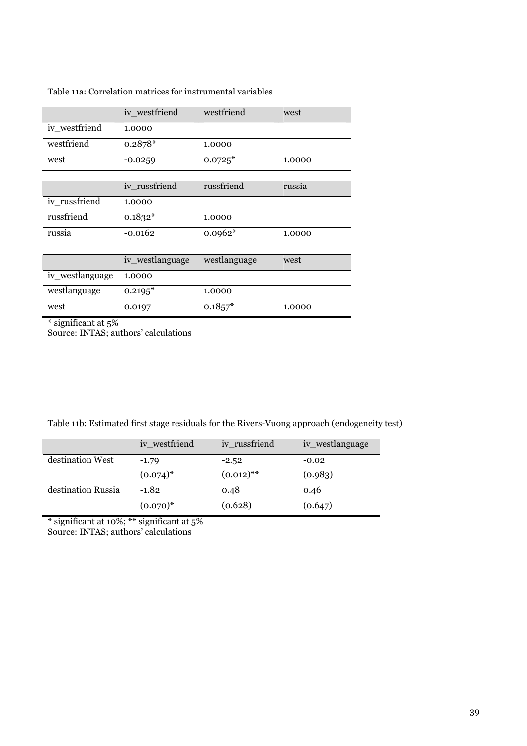Table 11a: Correlation matrices for instrumental variables

| | iv_westfriend | westfriend | west |
|---|---|---|---|
| iv_westfriend | 1.0000 | | |
| westfriend | 0.2878* | 1.0000 | |
| west | -0.0259 | 0.0725* | 1.0000 |

| | iv_russfriend | russfriend | russia |
|---|---|---|---|
| iv_russfriend | 1.0000 | | |
| russfriend | 0.1832* | 1.0000 | |
| russia | -0.0162 | 0.0962* | 1.0000 |

| | iv_westlanguage | westlanguage | west |
|---|---|---|---|
| iv_westlanguage | 1.0000 | | |
| westlanguage | 0.2195* | 1.0000 | |
| west | 0.0197 | 0.1857* | 1.0000 |

* significant at 5%
Source: INTAS; authors' calculations

Table 11b: Estimated first stage residuals for the Rivers-Vuong approach (endogeneity test)

| | iv_westfriend | iv_russfriend | iv_westlanguage |
|---|---|---|---|
| destination West | -1.79 | -2.52 | -0.02 |
| | (0.074)* | (0.012)** | (0.983) |
| destination Russia | -1.82 | 0.48 | 0.46 |
| | (0.070)* | (0.628) | (0.647) |

* significant at 10%; ** significant at 5%
Source: INTAS; authors' calculations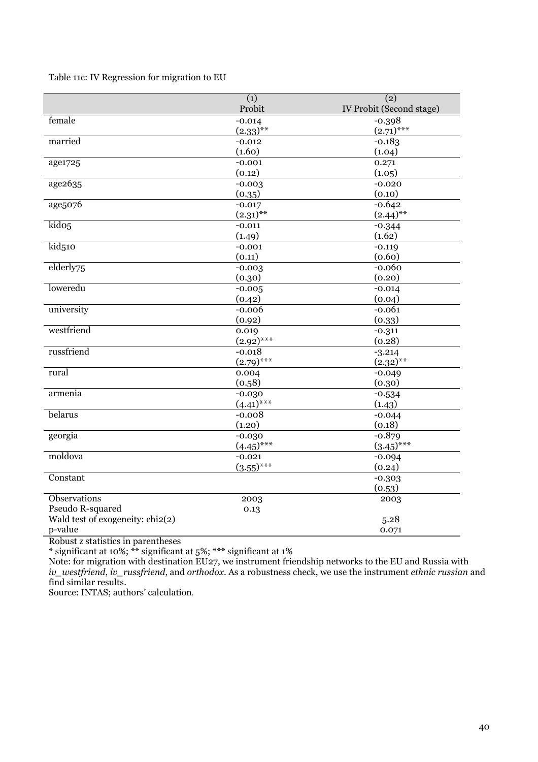Table 11c: IV Regression for migration to EU

| | (1)<br>Probit | (2)<br>IV Probit (Second stage) |
|---|---|---|
| female | -0.014 | -0.398 |
| | (2.33)** | (2.71)*** |
| married | -0.012 | -0.183 |
| | (1.60) | (1.04) |
| age1725 | -0.001 | 0.271 |
| | (0.12) | (1.05) |
| age2635 | -0.003 | -0.020 |
| | (0.35) | (0.10) |
| age5076 | -0.017 | -0.642 |
| | (2.31)** | (2.44)** |
| kid05 | -0.011 | -0.344 |
| | (1.49) | (1.62) |
| kid510 | -0.001 | -0.119 |
| | (0.11) | (0.60) |
| elderly75 | -0.003 | -0.060 |
| | (0.30) | (0.20) |
| loweredu | -0.005 | -0.014 |
| | (0.42) | (0.04) |
| university | -0.006 | -0.061 |
| | (0.92) | (0.33) |
| westfriend | 0.019 | -0.311 |
| | (2.92)*** | (0.28) |
| russfriend | -0.018 | -3.214 |
| | (2.79)*** | (2.32)** |
| rural | 0.004 | -0.049 |
| | (0.58) | (0.30) |
| armenia | -0.030 | -0.534 |
| | (4.41)*** | (1.43) |
| belarus | -0.008 | -0.044 |
| | (1.20) | (0.18) |
| georgia | -0.030 | -0.879 |
| | (4.45)*** | (3.45)*** |
| moldova | -0.021 | -0.094 |
| | (3.55)*** | (0.24) |
| Constant | | -0.303 |
| | | (0.53) |
| Observations | 2003 | 2003 |
| Pseudo R-squared | 0.13 | |
| Wald test of exogeneity: chi2(2) | | 5.28 |
| p-value | | 0.071 |

Robust z statistics in parentheses

\* significant at 10%; ** significant at 5%; *** significant at 1%

Note: for migration with destination EU27, we instrument friendship networks to the EU and Russia with *iv_westfriend*, *iv_russfriend*, and *orthodox*. As a robustness check, we use the instrument *ethnic russian* and find similar results.

Source: INTAS; authors' calculation.